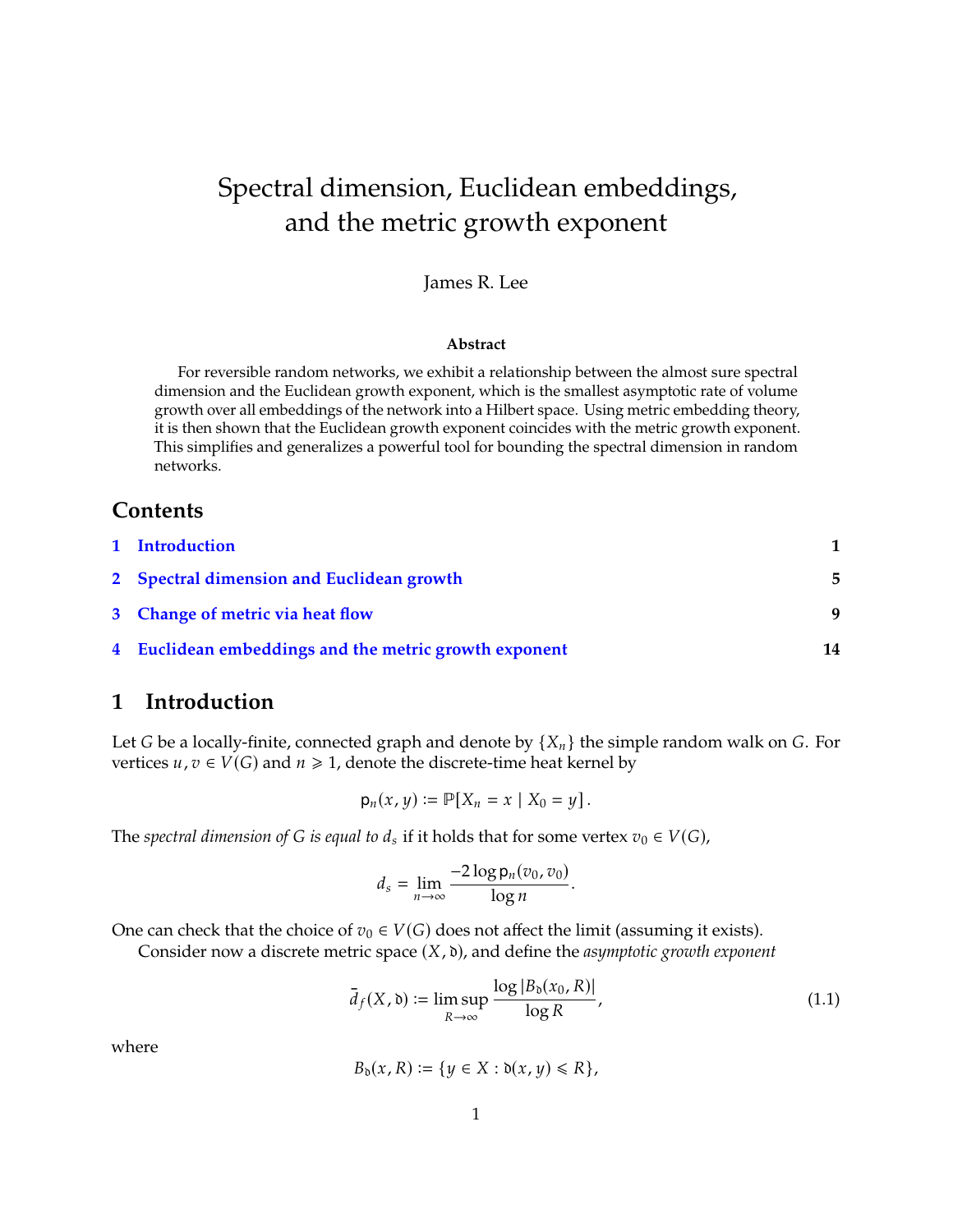# Spectral dimension, Euclidean embeddings, and the metric growth exponent

James R. Lee

### Abstract

For reversible random networks, we exhibit a relationship between the almost sure spectral dimension and the Euclidean growth exponent, which is the smallest asymptotic rate of volume growth over all embeddings of the network into a Hilbert space. Using metric embedding theory, it is then shown that the Euclidean growth exponent coincides with the metric growth exponent. This simplifies and generalizes a powerful tool for bounding the spectral dimension in random networks.

## Contents

1 Introduction — 1

2 Spectral dimension and Euclidean growth — 5

3 Change of metric via heat flow — 9

4 Euclidean embeddings and the metric growth exponent — 14

## 1 Introduction

Let $G$ be a locally-finite, connected graph and denote by $\{X_n\}$ the simple random walk on $G$. For vertices $u, v \in V(G)$ and $n \geqslant 1$, denote the discrete-time heat kernel by

$$\mathsf{p}_n(x, y) := \mathbb{P}[X_n = x \mid X_0 = y].$$

The *spectral dimension of $G$ is equal to $d_s$* if it holds that for some vertex $v_0 \in V(G)$,

$$d_s = \lim_{n\to\infty} \frac{-2\log \mathsf{p}_n(v_0, v_0)}{\log n}.$$

One can check that the choice of $v_0 \in V(G)$ does not affect the limit (assuming it exists).

Consider now a discrete metric space $(X, \mathfrak{d})$, and define the *asymptotic growth exponent*

$$\bar{d}_f(X, \mathfrak{d}) := \limsup_{R\to\infty} \frac{\log |B_{\mathfrak{d}}(x_0, R)|}{\log R}, \tag{1.1}$$

where

$$B_{\mathfrak{d}}(x, R) := \{y \in X : \mathfrak{d}(x, y) \leqslant R\},$$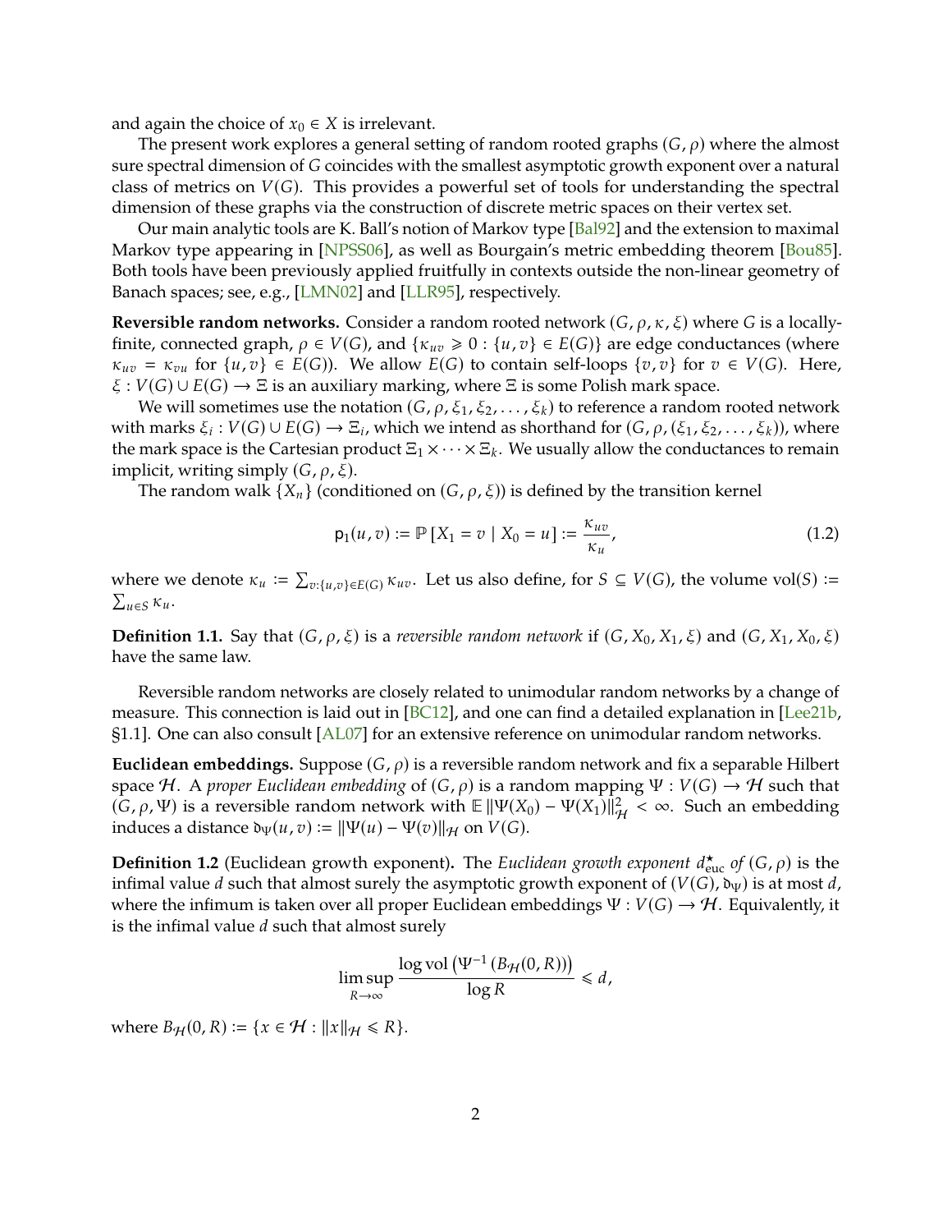and again the choice of $x_0 \in X$ is irrelevant.

The present work explores a general setting of random rooted graphs $(G, \rho)$ where the almost sure spectral dimension of $G$ coincides with the smallest asymptotic growth exponent over a natural class of metrics on $V(G)$. This provides a powerful set of tools for understanding the spectral dimension of these graphs via the construction of discrete metric spaces on their vertex set.

Our main analytic tools are K. Ball's notion of Markov type [Bal92] and the extension to maximal Markov type appearing in [NPSS06], as well as Bourgain's metric embedding theorem [Bou85]. Both tools have been previously applied fruitfully in contexts outside the non-linear geometry of Banach spaces; see, e.g., [LMN02] and [LLR95], respectively.

**Reversible random networks.** Consider a random rooted network $(G, \rho, \kappa, \xi)$ where $G$ is a locally-finite, connected graph, $\rho \in V(G)$, and $\{\kappa_{uv} \geqslant 0 : \{u, v\} \in E(G)\}$ are edge conductances (where $\kappa_{uv} = \kappa_{vu}$ for $\{u, v\} \in E(G)$). We allow $E(G)$ to contain self-loops $\{v, v\}$ for $v \in V(G)$. Here, $\xi : V(G) \cup E(G) \to \Xi$ is an auxiliary marking, where $\Xi$ is some Polish mark space.

We will sometimes use the notation $(G, \rho, \xi_1, \xi_2, \ldots, \xi_k)$ to reference a random rooted network with marks $\xi_i : V(G) \cup E(G) \to \Xi_i$, which we intend as shorthand for $(G, \rho, (\xi_1, \xi_2, \ldots, \xi_k))$, where the mark space is the Cartesian product $\Xi_1 \times \cdots \times \Xi_k$. We usually allow the conductances to remain implicit, writing simply $(G, \rho, \xi)$.

The random walk $\{X_n\}$ (conditioned on $(G, \rho, \xi)$) is defined by the transition kernel

$$\mathsf{p}_1(u, v) := \mathbb{P}\left[X_1 = v \mid X_0 = u\right] := \frac{\kappa_{uv}}{\kappa_u}, \tag{1.2}$$

where we denote $\kappa_u := \sum_{v : \{u,v\} \in E(G)} \kappa_{uv}$. Let us also define, for $S \subseteq V(G)$, the volume $\mathrm{vol}(S) := \sum_{u \in S} \kappa_u$.

**Definition 1.1.** Say that $(G, \rho, \xi)$ is a *reversible random network* if $(G, X_0, X_1, \xi)$ and $(G, X_1, X_0, \xi)$ have the same law.

Reversible random networks are closely related to unimodular random networks by a change of measure. This connection is laid out in [BC12], and one can find a detailed explanation in [Lee21b, §1.1]. One can also consult [AL07] for an extensive reference on unimodular random networks.

**Euclidean embeddings.** Suppose $(G, \rho)$ is a reversible random network and fix a separable Hilbert space $\mathcal{H}$. A *proper Euclidean embedding* of $(G, \rho)$ is a random mapping $\Psi : V(G) \to \mathcal{H}$ such that $(G, \rho, \Psi)$ is a reversible random network with $\mathbb{E}\,\|\Psi(X_0) - \Psi(X_1)\|_{\mathcal{H}}^2 < \infty$. Such an embedding induces a distance $\mathfrak{d}_\Psi(u, v) := \|\Psi(u) - \Psi(v)\|_{\mathcal{H}}$ on $V(G)$.

**Definition 1.2** (Euclidean growth exponent)**.** The *Euclidean growth exponent* $d^{\star}_{\mathrm{euc}}$ *of* $(G, \rho)$ is the infimal value $d$ such that almost surely the asymptotic growth exponent of $(V(G), \mathfrak{d}_\Psi)$ is at most $d$, where the infimum is taken over all proper Euclidean embeddings $\Psi : V(G) \to \mathcal{H}$. Equivalently, it is the infimal value $d$ such that almost surely

$$\limsup_{R \to \infty} \frac{\log \mathrm{vol}\left(\Psi^{-1}\left(B_{\mathcal{H}}(0, R)\right)\right)}{\log R} \leqslant d,$$

where $B_{\mathcal{H}}(0, R) := \{x \in \mathcal{H} : \|x\|_{\mathcal{H}} \leqslant R\}$.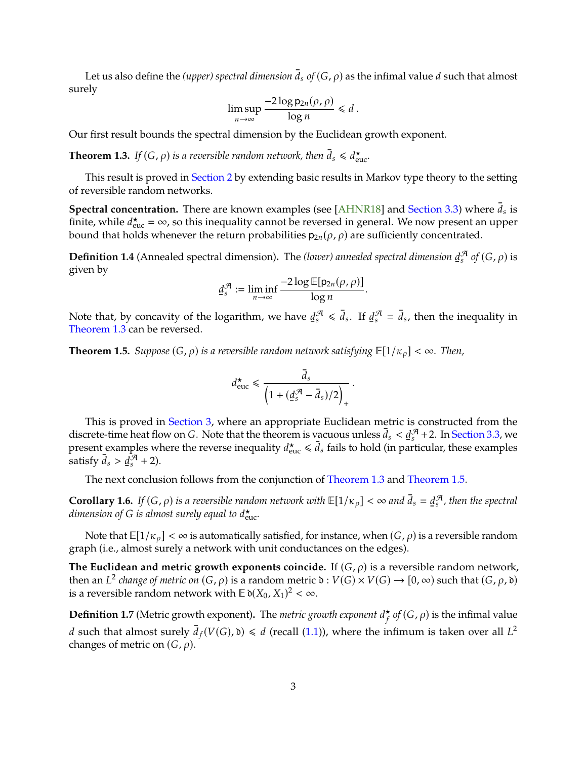Let us also define the *(upper) spectral dimension* $\bar{d}_s$ *of* $(G, \rho)$ as the infimal value $d$ such that almost surely

$$\limsup_{n\to\infty} \frac{-2\log \mathsf{p}_{2n}(\rho,\rho)}{\log n} \leqslant d\,.$$

Our first result bounds the spectral dimension by the Euclidean growth exponent.

**Theorem 1.3.** *If* $(G, \rho)$ *is a reversible random network, then* $\bar{d}_s \leqslant d^{\star}_{\mathrm{euc}}$.

This result is proved in Section 2 by extending basic results in Markov type theory to the setting of reversible random networks.

**Spectral concentration.** There are known examples (see [AHNR18] and Section 3.3) where $\bar{d}_s$ is finite, while $d^{\star}_{\mathrm{euc}} = \infty$, so this inequality cannot be reversed in general. We now present an upper bound that holds whenever the return probabilities $\mathsf{p}_{2n}(\rho, \rho)$ are sufficiently concentrated.

**Definition 1.4** (Annealed spectral dimension)**.** The *(lower) annealed spectral dimension* $\underline{d}_s^{\mathcal{A}}$ *of* $(G, \rho)$ is given by

$$\underline{d}_s^{\mathcal{A}} := \liminf_{n\to\infty} \frac{-2\log \mathbb{E}[\mathsf{p}_{2n}(\rho,\rho)]}{\log n}.$$

Note that, by concavity of the logarithm, we have $\underline{d}_s^{\mathcal{A}} \leqslant \bar{d}_s$. If $\underline{d}_s^{\mathcal{A}} = \bar{d}_s$, then the inequality in Theorem 1.3 can be reversed.

**Theorem 1.5.** *Suppose* $(G, \rho)$ *is a reversible random network satisfying* $\mathbb{E}[1/\kappa_\rho] < \infty$*. Then,*

$$d^{\star}_{\mathrm{euc}} \leqslant \frac{\bar{d}_s}{\left(1 + (\underline{d}_s^{\mathcal{A}} - \bar{d}_s)/2\right)_+}\,.$$

This is proved in Section 3, where an appropriate Euclidean metric is constructed from the discrete-time heat flow on $G$. Note that the theorem is vacuous unless $\bar{d}_s < \underline{d}_s^{\mathcal{A}} + 2$. In Section 3.3, we present examples where the reverse inequality $d^{\star}_{\mathrm{euc}} \leqslant \bar{d}_s$ fails to hold (in particular, these examples satisfy $\bar{d}_s > \underline{d}_s^{\mathcal{A}} + 2$).

The next conclusion follows from the conjunction of Theorem 1.3 and Theorem 1.5.

**Corollary 1.6.** *If* $(G, \rho)$ *is a reversible random network with* $\mathbb{E}[1/\kappa_\rho] < \infty$ *and* $\bar{d}_s = \underline{d}_s^{\mathcal{A}}$*, then the spectral dimension of* $G$ *is almost surely equal to* $d^{\star}_{\mathrm{euc}}$.

Note that $\mathbb{E}[1/\kappa_\rho] < \infty$ is automatically satisfied, for instance, when $(G, \rho)$ is a reversible random graph (i.e., almost surely a network with unit conductances on the edges).

**The Euclidean and metric growth exponents coincide.** If $(G, \rho)$ is a reversible random network, then an $L^2$ *change of metric on* $(G, \rho)$ is a random metric $\mathfrak{d} : V(G) \times V(G) \to [0, \infty)$ such that $(G, \rho, \mathfrak{d})$ is a reversible random network with $\mathbb{E}\, \mathfrak{d}(X_0, X_1)^2 < \infty$.

**Definition 1.7** (Metric growth exponent)**.** The *metric growth exponent* $d^{\star}_f$ *of* $(G, \rho)$ is the infimal value $d$ such that almost surely $\bar{d}_f(V(G), \mathfrak{d}) \leqslant d$ (recall (1.1)), where the infimum is taken over all $L^2$ changes of metric on $(G, \rho)$.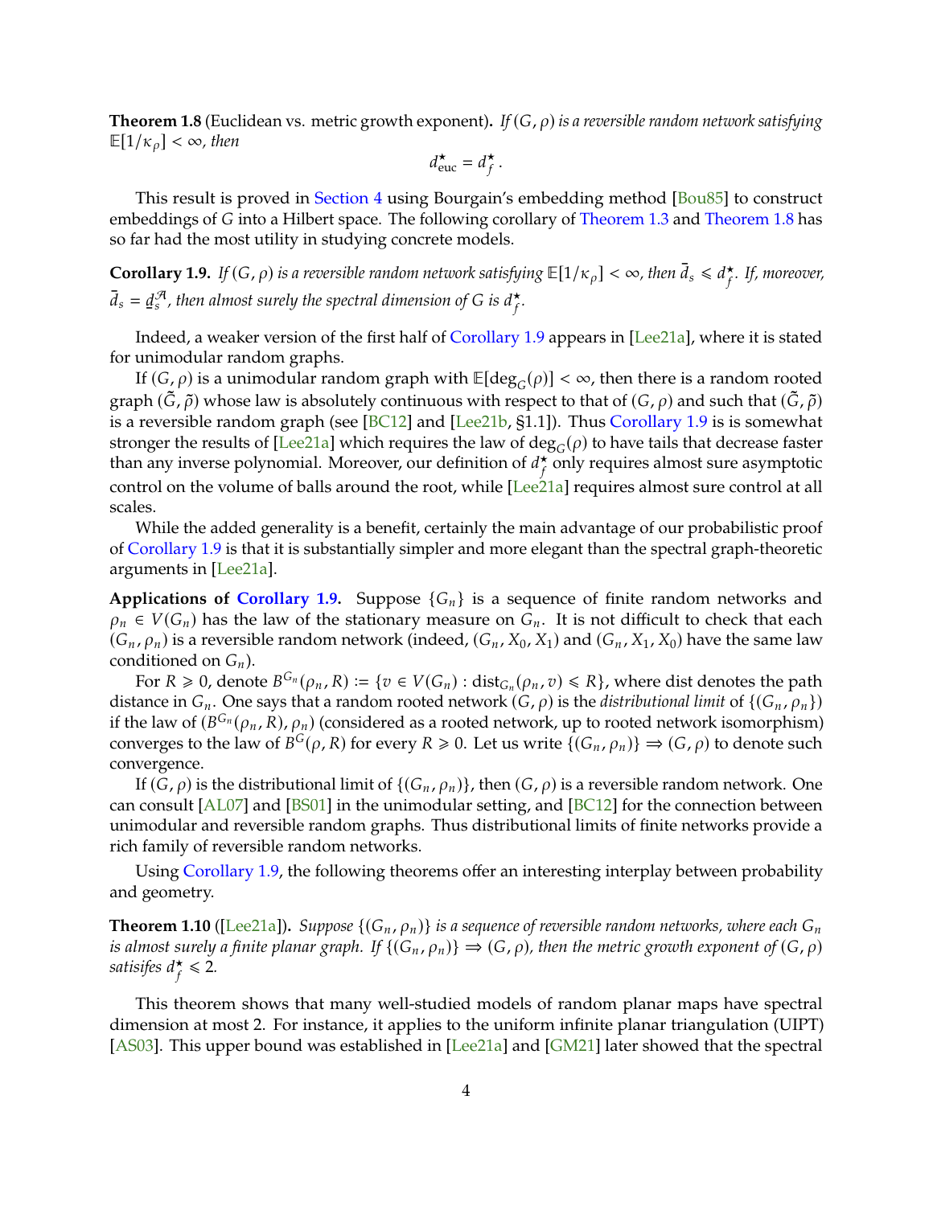**Theorem 1.8** (Euclidean vs. metric growth exponent)**.** *If $(G, \rho)$ is a reversible random network satisfying $\mathbb{E}[1/\kappa_\rho] < \infty$, then*

$$d^\star_{\mathrm{euc}} = d^\star_f \,.$$

This result is proved in Section 4 using Bourgain's embedding method [Bou85] to construct embeddings of $G$ into a Hilbert space. The following corollary of Theorem 1.3 and Theorem 1.8 has so far had the most utility in studying concrete models.

**Corollary 1.9.** *If $(G, \rho)$ is a reversible random network satisfying $\mathbb{E}[1/\kappa_\rho] < \infty$, then $\bar{d}_s \leqslant d^\star_f$. If, moreover, $\bar{d}_s = \underline{d}^{\mathcal{A}}_s$, then almost surely the spectral dimension of $G$ is $d^\star_f$.*

Indeed, a weaker version of the first half of Corollary 1.9 appears in [Lee21a], where it is stated for unimodular random graphs.

If $(G, \rho)$ is a unimodular random graph with $\mathbb{E}[\deg_G(\rho)] < \infty$, then there is a random rooted graph $(\tilde{G}, \tilde{\rho})$ whose law is absolutely continuous with respect to that of $(G, \rho)$ and such that $(\tilde{G}, \tilde{\rho})$ is a reversible random graph (see [BC12] and [Lee21b, §1.1]). Thus Corollary 1.9 is is somewhat stronger the results of [Lee21a] which requires the law of $\deg_G(\rho)$ to have tails that decrease faster than any inverse polynomial. Moreover, our definition of $d^\star_f$ only requires almost sure asymptotic control on the volume of balls around the root, while [Lee21a] requires almost sure control at all scales.

While the added generality is a benefit, certainly the main advantage of our probabilistic proof of Corollary 1.9 is that it is substantially simpler and more elegant than the spectral graph-theoretic arguments in [Lee21a].

**Applications of Corollary 1.9.** Suppose $\{G_n\}$ is a sequence of finite random networks and $\rho_n \in V(G_n)$ has the law of the stationary measure on $G_n$. It is not difficult to check that each $(G_n, \rho_n)$ is a reversible random network (indeed, $(G_n, X_0, X_1)$ and $(G_n, X_1, X_0)$ have the same law conditioned on $G_n$).

For $R \geqslant 0$, denote $B^{G_n}(\rho_n, R) := \{v \in V(G_n) : \mathrm{dist}_{G_n}(\rho_n, v) \leqslant R\}$, where dist denotes the path distance in $G_n$. One says that a random rooted network $(G, \rho)$ is the *distributional limit* of $\{(G_n, \rho_n)\}$ if the law of $(B^{G_n}(\rho_n, R), \rho_n)$ (considered as a rooted network, up to rooted network isomorphism) converges to the law of $B^G(\rho, R)$ for every $R \geqslant 0$. Let us write $\{(G_n, \rho_n)\} \Rightarrow (G, \rho)$ to denote such convergence.

If $(G, \rho)$ is the distributional limit of $\{(G_n, \rho_n)\}$, then $(G, \rho)$ is a reversible random network. One can consult [AL07] and [BS01] in the unimodular setting, and [BC12] for the connection between unimodular and reversible random graphs. Thus distributional limits of finite networks provide a rich family of reversible random networks.

Using Corollary 1.9, the following theorems offer an interesting interplay between probability and geometry.

**Theorem 1.10** ([Lee21a])**.** *Suppose $\{(G_n, \rho_n)\}$ is a sequence of reversible random networks, where each $G_n$ is almost surely a finite planar graph. If $\{(G_n, \rho_n)\} \Rightarrow (G, \rho)$, then the metric growth exponent of $(G, \rho)$ satisifes $d^\star_f \leqslant 2$.*

This theorem shows that many well-studied models of random planar maps have spectral dimension at most 2. For instance, it applies to the uniform infinite planar triangulation (UIPT) [AS03]. This upper bound was established in [Lee21a] and [GM21] later showed that the spectral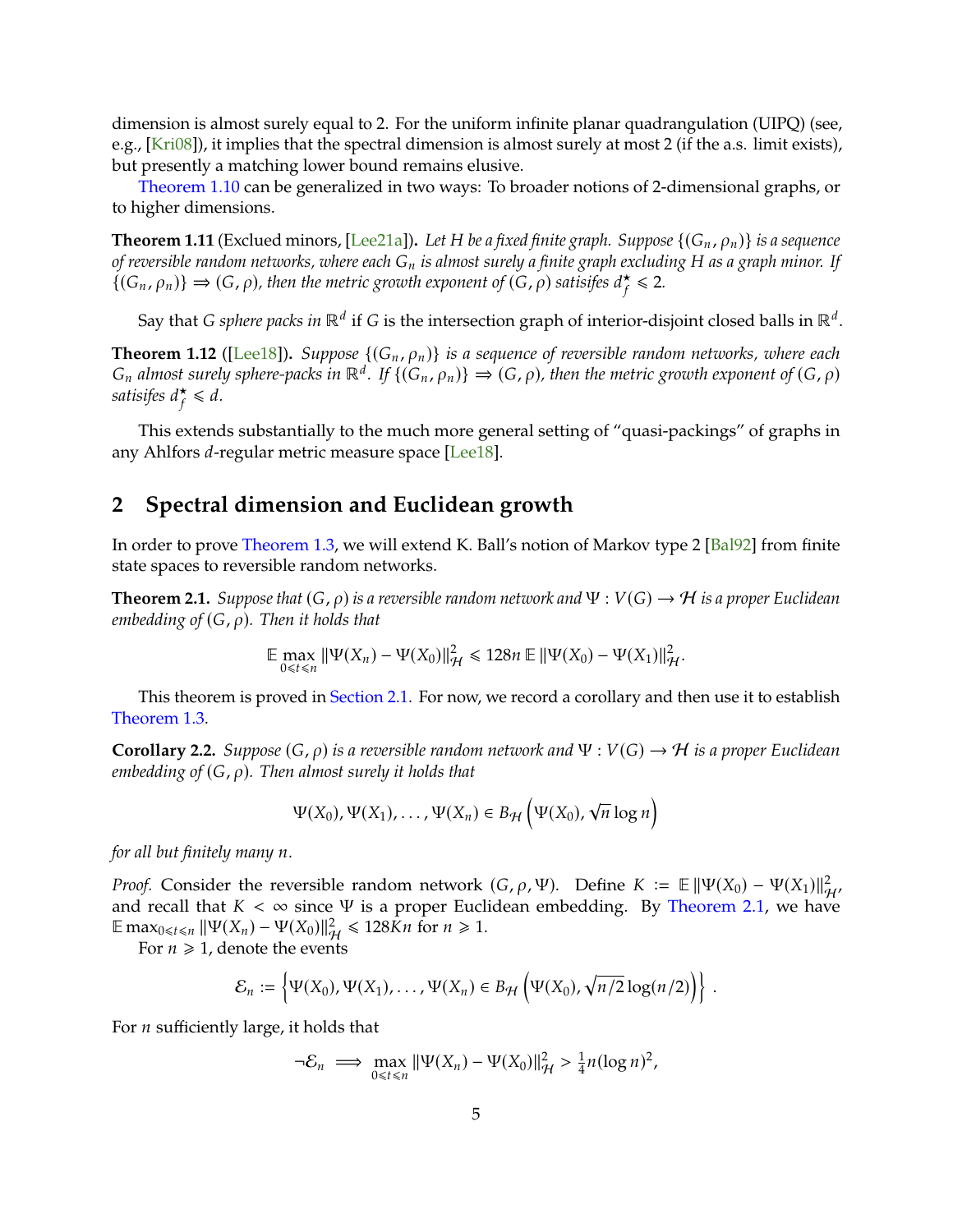dimension is almost surely equal to 2. For the uniform infinite planar quadrangulation (UIPQ) (see, e.g., [Kri08]), it implies that the spectral dimension is almost surely at most 2 (if the a.s. limit exists), but presently a matching lower bound remains elusive.

Theorem 1.10 can be generalized in two ways: To broader notions of 2-dimensional graphs, or to higher dimensions.

**Theorem 1.11** (Exclued minors, [Lee21a]). *Let $H$ be a fixed finite graph. Suppose $\{(G_n, \rho_n)\}$ is a sequence of reversible random networks, where each $G_n$ is almost surely a finite graph excluding $H$ as a graph minor. If $\{(G_n, \rho_n)\} \Rightarrow (G, \rho)$, then the metric growth exponent of $(G, \rho)$ satisifes $d_f^\star \leqslant 2$.*

Say that *$G$ sphere packs in $\mathbb{R}^d$* if $G$ is the intersection graph of interior-disjoint closed balls in $\mathbb{R}^d$.

**Theorem 1.12** ([Lee18]). *Suppose $\{(G_n, \rho_n)\}$ is a sequence of reversible random networks, where each $G_n$ almost surely sphere-packs in $\mathbb{R}^d$. If $\{(G_n, \rho_n)\} \Rightarrow (G, \rho)$, then the metric growth exponent of $(G, \rho)$ satisifes $d_f^\star \leqslant d$.*

This extends substantially to the much more general setting of "quasi-packings" of graphs in any Ahlfors $d$-regular metric measure space [Lee18].

## 2 Spectral dimension and Euclidean growth

In order to prove Theorem 1.3, we will extend K. Ball's notion of Markov type 2 [Bal92] from finite state spaces to reversible random networks.

**Theorem 2.1.** *Suppose that $(G, \rho)$ is a reversible random network and $\Psi : V(G) \to \mathcal{H}$ is a proper Euclidean embedding of $(G, \rho)$. Then it holds that*

$$\mathbb{E} \max_{0 \leqslant t \leqslant n} \|\Psi(X_n) - \Psi(X_0)\|_{\mathcal{H}}^2 \leqslant 128n \, \mathbb{E} \|\Psi(X_0) - \Psi(X_1)\|_{\mathcal{H}}^2.$$

This theorem is proved in Section 2.1. For now, we record a corollary and then use it to establish Theorem 1.3.

**Corollary 2.2.** *Suppose $(G, \rho)$ is a reversible random network and $\Psi : V(G) \to \mathcal{H}$ is a proper Euclidean embedding of $(G, \rho)$. Then almost surely it holds that*

$$\Psi(X_0), \Psi(X_1), \ldots, \Psi(X_n) \in B_{\mathcal{H}}\left(\Psi(X_0), \sqrt{n} \log n\right)$$

*for all but finitely many $n$.*

*Proof.* Consider the reversible random network $(G, \rho, \Psi)$. Define $K := \mathbb{E} \|\Psi(X_0) - \Psi(X_1)\|_{\mathcal{H}}^2$, and recall that $K < \infty$ since $\Psi$ is a proper Euclidean embedding. By Theorem 2.1, we have $\mathbb{E} \max_{0 \leqslant t \leqslant n} \|\Psi(X_n) - \Psi(X_0)\|_{\mathcal{H}}^2 \leqslant 128Kn$ for $n \geqslant 1$.

For $n \geqslant 1$, denote the events

$$\mathcal{E}_n := \left\{ \Psi(X_0), \Psi(X_1), \ldots, \Psi(X_n) \in B_{\mathcal{H}}\left(\Psi(X_0), \sqrt{n/2} \log(n/2)\right) \right\}.$$

For $n$ sufficiently large, it holds that

$$\neg \mathcal{E}_n \implies \max_{0 \leqslant t \leqslant n} \|\Psi(X_n) - \Psi(X_0)\|_{\mathcal{H}}^2 > \tfrac{1}{4} n (\log n)^2,$$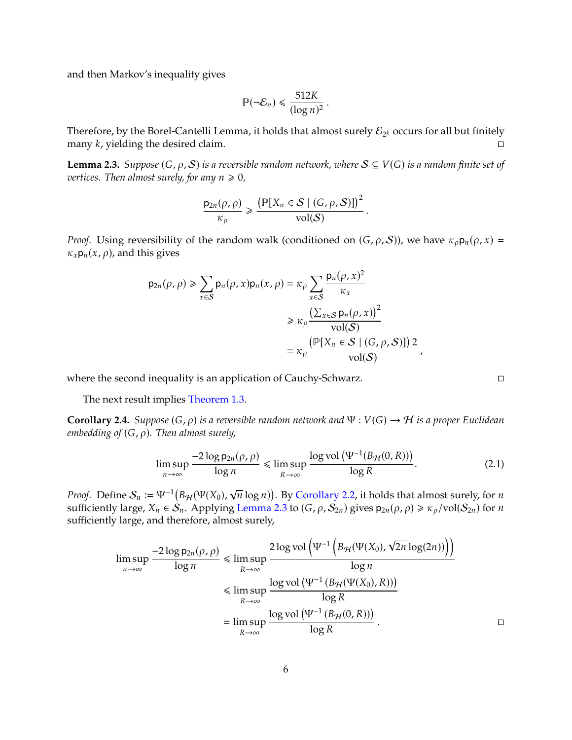and then Markov's inequality gives

$$\mathbb{P}(\neg\mathcal{E}_n) \leqslant \frac{512K}{(\log n)^2}.$$

Therefore, by the Borel-Cantelli Lemma, it holds that almost surely $\mathcal{E}_{2^k}$ occurs for all but finitely many $k$, yielding the desired claim. ◻

**Lemma 2.3.** *Suppose $(G, \rho, \mathcal{S})$ is a reversible random network, where $\mathcal{S} \subseteq V(G)$ is a random finite set of vertices. Then almost surely, for any $n \geqslant 0$,*

$$\frac{\mathsf{p}_{2n}(\rho,\rho)}{\kappa_\rho} \geqslant \frac{\left(\mathbb{P}[X_n \in \mathcal{S} \mid (G,\rho,\mathcal{S})]\right)^2}{\mathrm{vol}(\mathcal{S})}.$$

*Proof.* Using reversibility of the random walk (conditioned on $(G, \rho, \mathcal{S})$), we have $\kappa_\rho \mathsf{p}_n(\rho, x) = \kappa_x \mathsf{p}_n(x, \rho)$, and this gives

$$\begin{aligned}
\mathsf{p}_{2n}(\rho,\rho) \geqslant \sum_{x\in\mathcal{S}} \mathsf{p}_n(\rho,x)\mathsf{p}_n(x,\rho) &= \kappa_\rho \sum_{x\in\mathcal{S}} \frac{\mathsf{p}_n(\rho,x)^2}{\kappa_x} \\
&\geqslant \kappa_\rho \frac{\left(\sum_{x\in\mathcal{S}} \mathsf{p}_n(\rho,x)\right)^2}{\mathrm{vol}(\mathcal{S})} \\
&= \kappa_\rho \frac{\left(\mathbb{P}[X_n \in \mathcal{S} \mid (G,\rho,\mathcal{S})]\right) 2}{\mathrm{vol}(\mathcal{S})},
\end{aligned}$$

where the second inequality is an application of Cauchy-Schwarz. ◻

The next result implies Theorem 1.3.

**Corollary 2.4.** *Suppose $(G, \rho)$ is a reversible random network and $\Psi : V(G) \to \mathcal{H}$ is a proper Euclidean embedding of $(G, \rho)$. Then almost surely,*

$$\limsup_{n\to\infty} \frac{-2\log \mathsf{p}_{2n}(\rho,\rho)}{\log n} \leqslant \limsup_{R\to\infty} \frac{\log \mathrm{vol}\left(\Psi^{-1}(B_{\mathcal{H}}(0,R))\right)}{\log R}. \tag{2.1}$$

*Proof.* Define $\mathcal{S}_n := \Psi^{-1}\big(B_{\mathcal{H}}(\Psi(X_0), \sqrt{n}\log n)\big)$. By Corollary 2.2, it holds that almost surely, for $n$ sufficiently large, $X_n \in \mathcal{S}_n$. Applying Lemma 2.3 to $(G, \rho, \mathcal{S}_{2n})$ gives $\mathsf{p}_{2n}(\rho, \rho) \geqslant \kappa_\rho/\mathrm{vol}(\mathcal{S}_{2n})$ for $n$ sufficiently large, and therefore, almost surely,

$$\begin{aligned}
\limsup_{n\to\infty} \frac{-2\log \mathsf{p}_{2n}(\rho,\rho)}{\log n} &\leqslant \limsup_{R\to\infty} \frac{2\log \mathrm{vol}\left(\Psi^{-1}\left(B_{\mathcal{H}}(\Psi(X_0), \sqrt{2n}\log(2n))\right)\right)}{\log n} \\
&\leqslant \limsup_{R\to\infty} \frac{\log \mathrm{vol}\left(\Psi^{-1}\left(B_{\mathcal{H}}(\Psi(X_0), R)\right)\right)}{\log R} \\
&= \limsup_{R\to\infty} \frac{\log \mathrm{vol}\left(\Psi^{-1}\left(B_{\mathcal{H}}(0, R)\right)\right)}{\log R}.
\end{aligned}$$

◻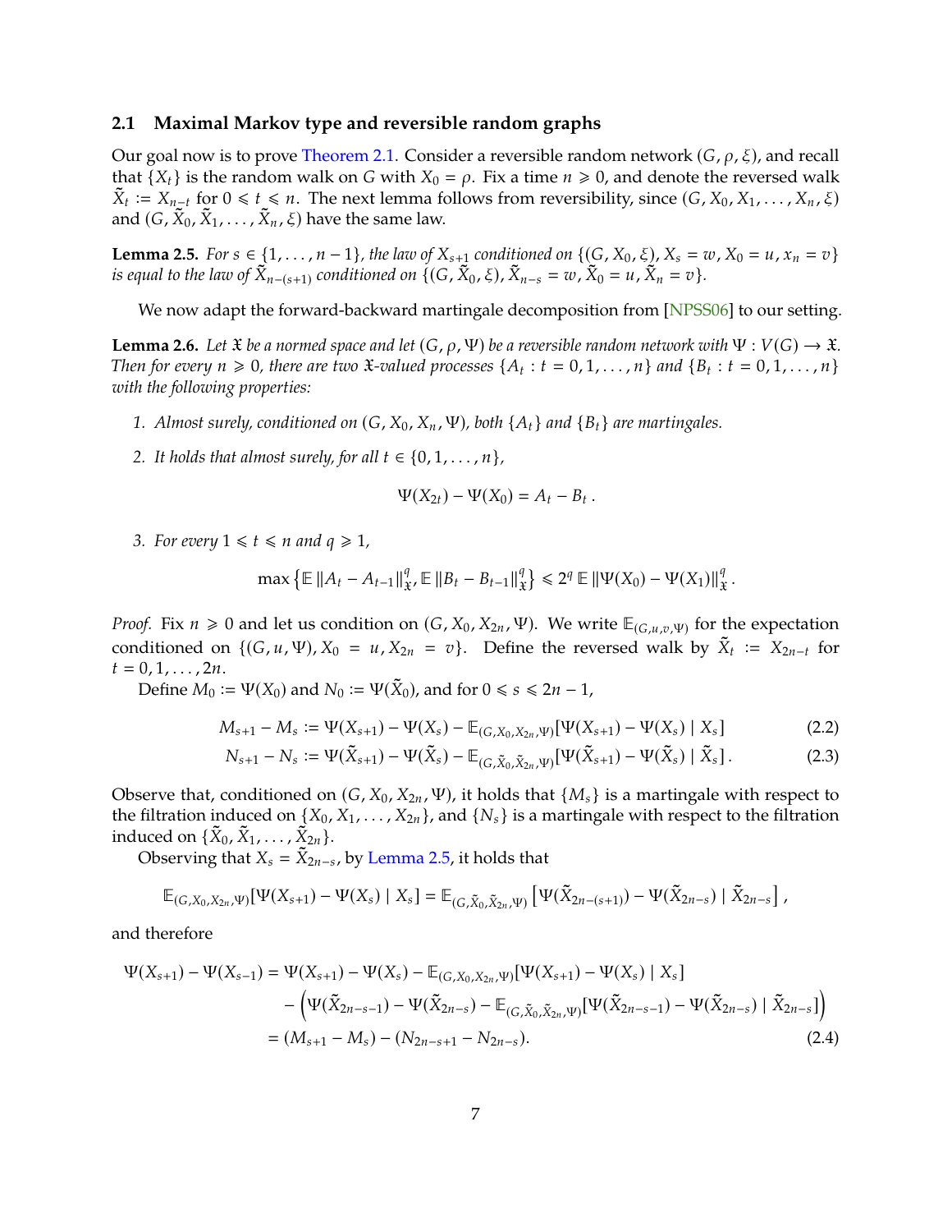### 2.1 Maximal Markov type and reversible random graphs

Our goal now is to prove Theorem 2.1. Consider a reversible random network $(G, \rho, \xi)$, and recall that $\{X_t\}$ is the random walk on $G$ with $X_0 = \rho$. Fix a time $n \geqslant 0$, and denote the reversed walk $\tilde{X}_t := X_{n-t}$ for $0 \leqslant t \leqslant n$. The next lemma follows from reversibility, since $(G, X_0, X_1, \ldots, X_n, \xi)$ and $(G, \tilde{X}_0, \tilde{X}_1, \ldots, \tilde{X}_n, \xi)$ have the same law.

**Lemma 2.5.** *For $s \in \{1, \ldots, n-1\}$, the law of $X_{s+1}$ conditioned on $\{(G, X_0, \xi), X_s = w, X_0 = u, x_n = v\}$ is equal to the law of $\tilde{X}_{n-(s+1)}$ conditioned on $\{(G, \tilde{X}_0, \xi), \tilde{X}_{n-s} = w, \tilde{X}_0 = u, \tilde{X}_n = v\}$.*

We now adapt the forward-backward martingale decomposition from [NPSS06] to our setting.

**Lemma 2.6.** *Let $\mathfrak{X}$ be a normed space and let $(G, \rho, \Psi)$ be a reversible random network with $\Psi : V(G) \to \mathfrak{X}$. Then for every $n \geqslant 0$, there are two $\mathfrak{X}$-valued processes $\{A_t : t = 0, 1, \ldots, n\}$ and $\{B_t : t = 0, 1, \ldots, n\}$ with the following properties:*

1. *Almost surely, conditioned on $(G, X_0, X_n, \Psi)$, both $\{A_t\}$ and $\{B_t\}$ are martingales.*
2. *It holds that almost surely, for all $t \in \{0, 1, \ldots, n\}$,*
$$\Psi(X_{2t}) - \Psi(X_0) = A_t - B_t\,.$$
3. *For every $1 \leqslant t \leqslant n$ and $q \geqslant 1$,*
$$\max\left\{\mathbb{E}\,\|A_t - A_{t-1}\|_{\mathfrak{X}}^q, \mathbb{E}\,\|B_t - B_{t-1}\|_{\mathfrak{X}}^q\right\} \leqslant 2^q\, \mathbb{E}\,\|\Psi(X_0) - \Psi(X_1)\|_{\mathfrak{X}}^q\,.$$

*Proof.* Fix $n \geqslant 0$ and let us condition on $(G, X_0, X_{2n}, \Psi)$. We write $\mathbb{E}_{(G,u,v,\Psi)}$ for the expectation conditioned on $\{(G, u, \Psi), X_0 = u, X_{2n} = v\}$. Define the reversed walk by $\tilde{X}_t := X_{2n-t}$ for $t = 0, 1, \ldots, 2n$.

Define $M_0 := \Psi(X_0)$ and $N_0 := \Psi(\tilde{X}_0)$, and for $0 \leqslant s \leqslant 2n-1$,

$$M_{s+1} - M_s := \Psi(X_{s+1}) - \Psi(X_s) - \mathbb{E}_{(G,X_0,X_{2n},\Psi)}[\Psi(X_{s+1}) - \Psi(X_s) \mid X_s] \tag{2.2}$$
$$N_{s+1} - N_s := \Psi(\tilde{X}_{s+1}) - \Psi(\tilde{X}_s) - \mathbb{E}_{(G,\tilde{X}_0,\tilde{X}_{2n},\Psi)}[\Psi(\tilde{X}_{s+1}) - \Psi(\tilde{X}_s) \mid \tilde{X}_s]\,. \tag{2.3}$$

Observe that, conditioned on $(G, X_0, X_{2n}, \Psi)$, it holds that $\{M_s\}$ is a martingale with respect to the filtration induced on $\{X_0, X_1, \ldots, X_{2n}\}$, and $\{N_s\}$ is a martingale with respect to the filtration induced on $\{\tilde{X}_0, \tilde{X}_1, \ldots, \tilde{X}_{2n}\}$.

Observing that $X_s = \tilde{X}_{2n-s}$, by Lemma 2.5, it holds that

$$\mathbb{E}_{(G,X_0,X_{2n},\Psi)}[\Psi(X_{s+1}) - \Psi(X_s) \mid X_s] = \mathbb{E}_{(G,\tilde{X}_0,\tilde{X}_{2n},\Psi)}\left[\Psi(\tilde{X}_{2n-(s+1)}) - \Psi(\tilde{X}_{2n-s}) \mid \tilde{X}_{2n-s}\right],$$

and therefore

$$\begin{aligned}
\Psi(X_{s+1}) - \Psi(X_{s-1}) &= \Psi(X_{s+1}) - \Psi(X_s) - \mathbb{E}_{(G,X_0,X_{2n},\Psi)}[\Psi(X_{s+1}) - \Psi(X_s) \mid X_s] \\
&\quad - \left(\Psi(\tilde{X}_{2n-s-1}) - \Psi(\tilde{X}_{2n-s}) - \mathbb{E}_{(G,\tilde{X}_0,\tilde{X}_{2n},\Psi)}[\Psi(\tilde{X}_{2n-s-1}) - \Psi(\tilde{X}_{2n-s}) \mid \tilde{X}_{2n-s}]\right) \\
&= (M_{s+1} - M_s) - (N_{2n-s+1} - N_{2n-s}).
\end{aligned} \tag{2.4}$$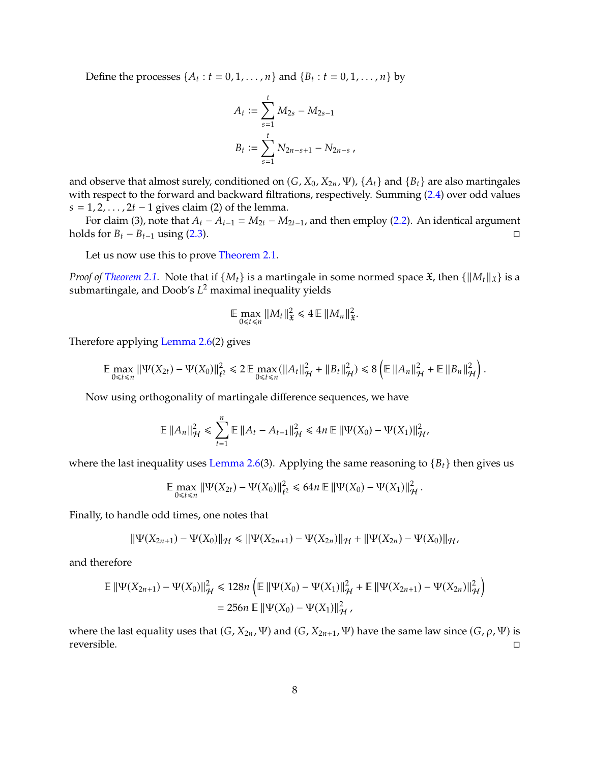Define the processes $\{A_t : t = 0, 1, \ldots, n\}$ and $\{B_t : t = 0, 1, \ldots, n\}$ by

$$
\begin{aligned}
A_t &:= \sum_{s=1}^{t} M_{2s} - M_{2s-1} \\
B_t &:= \sum_{s=1}^{t} N_{2n-s+1} - N_{2n-s}\,,
\end{aligned}
$$

and observe that almost surely, conditioned on $(G, X_0, X_{2n}, \Psi)$, $\{A_t\}$ and $\{B_t\}$ are also martingales with respect to the forward and backward filtrations, respectively. Summing (2.4) over odd values $s = 1, 2, \ldots, 2t-1$ gives claim (2) of the lemma.

For claim (3), note that $A_t - A_{t-1} = M_{2t} - M_{2t-1}$, and then employ (2.2). An identical argument holds for $B_t - B_{t-1}$ using (2.3). □

Let us now use this to prove Theorem 2.1.

*Proof of Theorem 2.1.* Note that if $\{M_t\}$ is a martingale in some normed space $\mathfrak{X}$, then $\{\|M_t\|_{\mathfrak{X}}\}$ is a submartingale, and Doob's $L^2$ maximal inequality yields

$$
\mathbb{E} \max_{0 \leqslant t \leqslant n} \|M_t\|_{\mathfrak{X}}^2 \leqslant 4\, \mathbb{E}\, \|M_n\|_{\mathfrak{X}}^2.
$$

Therefore applying Lemma 2.6(2) gives

$$
\mathbb{E} \max_{0 \leqslant t \leqslant n} \|\Psi(X_{2t}) - \Psi(X_0)\|_{\ell^2}^2 \leqslant 2\, \mathbb{E} \max_{0 \leqslant t \leqslant n} (\|A_t\|_{\mathcal{H}}^2 + \|B_t\|_{\mathcal{H}}^2) \leqslant 8 \left( \mathbb{E}\, \|A_n\|_{\mathcal{H}}^2 + \mathbb{E}\, \|B_n\|_{\mathcal{H}}^2 \right).
$$

Now using orthogonality of martingale difference sequences, we have

$$
\mathbb{E}\, \|A_n\|_{\mathcal{H}}^2 \leqslant \sum_{t=1}^{n} \mathbb{E}\, \|A_t - A_{t-1}\|_{\mathcal{H}}^2 \leqslant 4n\, \mathbb{E}\, \|\Psi(X_0) - \Psi(X_1)\|_{\mathcal{H}}^2,
$$

where the last inequality uses Lemma 2.6(3). Applying the same reasoning to $\{B_t\}$ then gives us

$$
\mathbb{E} \max_{0 \leqslant t \leqslant n} \|\Psi(X_{2t}) - \Psi(X_0)\|_{\ell^2}^2 \leqslant 64n\, \mathbb{E}\, \|\Psi(X_0) - \Psi(X_1)\|_{\mathcal{H}}^2\,.
$$

Finally, to handle odd times, one notes that

$$
\|\Psi(X_{2n+1}) - \Psi(X_0)\|_{\mathcal{H}} \leqslant \|\Psi(X_{2n+1}) - \Psi(X_{2n})\|_{\mathcal{H}} + \|\Psi(X_{2n}) - \Psi(X_0)\|_{\mathcal{H}},
$$

and therefore

$$
\begin{aligned}
\mathbb{E}\, \|\Psi(X_{2n+1}) - \Psi(X_0)\|_{\mathcal{H}}^2 &\leqslant 128n \left( \mathbb{E}\, \|\Psi(X_0) - \Psi(X_1)\|_{\mathcal{H}}^2 + \mathbb{E}\, \|\Psi(X_{2n+1}) - \Psi(X_{2n})\|_{\mathcal{H}}^2 \right) \\
&= 256n\, \mathbb{E}\, \|\Psi(X_0) - \Psi(X_1)\|_{\mathcal{H}}^2\,,
\end{aligned}
$$

where the last equality uses that $(G, X_{2n}, \Psi)$ and $(G, X_{2n+1}, \Psi)$ have the same law since $(G, \rho, \Psi)$ is reversible. □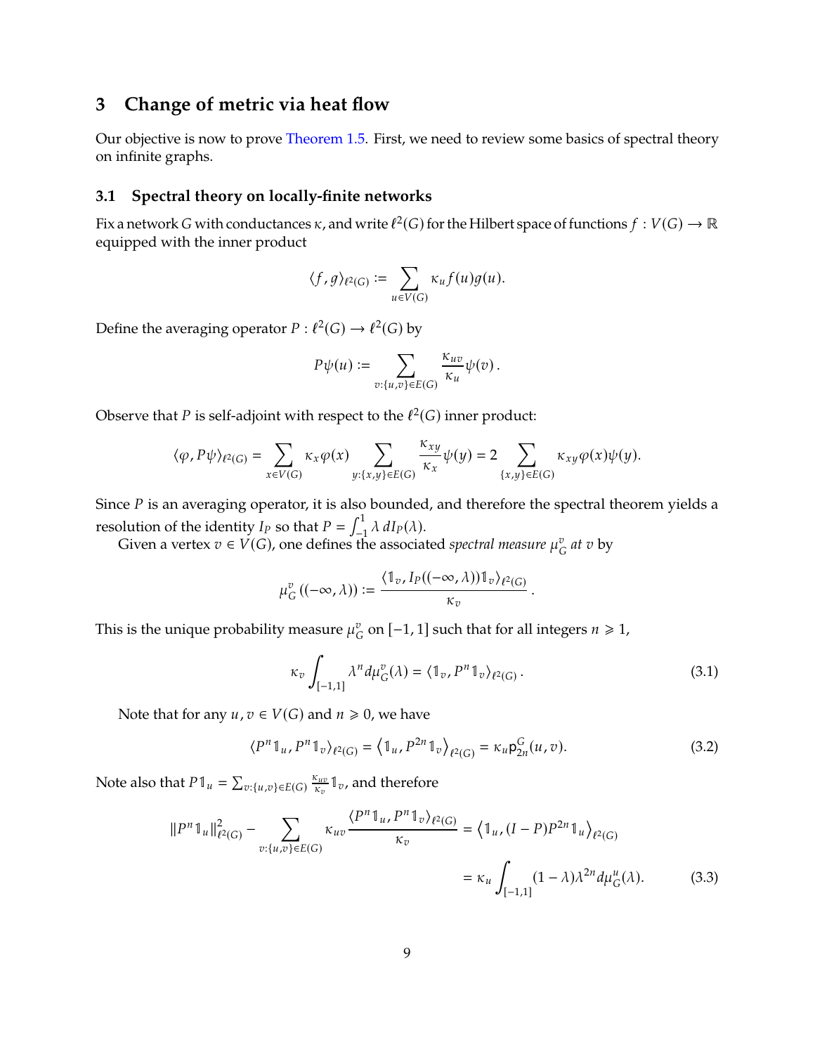# 3 Change of metric via heat flow

Our objective is now to prove Theorem 1.5. First, we need to review some basics of spectral theory on infinite graphs.

## 3.1 Spectral theory on locally-finite networks

Fix a network $G$ with conductances $\kappa$, and write $\ell^2(G)$ for the Hilbert space of functions $f : V(G) \to \mathbb{R}$ equipped with the inner product

$$\langle f, g\rangle_{\ell^2(G)} := \sum_{u \in V(G)} \kappa_u f(u) g(u).$$

Define the averaging operator $P : \ell^2(G) \to \ell^2(G)$ by

$$P\psi(u) := \sum_{v:\{u,v\}\in E(G)} \frac{\kappa_{uv}}{\kappa_u} \psi(v)\,.$$

Observe that $P$ is self-adjoint with respect to the $\ell^2(G)$ inner product:

$$\langle \varphi, P\psi\rangle_{\ell^2(G)} = \sum_{x\in V(G)} \kappa_x \varphi(x) \sum_{y:\{x,y\}\in E(G)} \frac{\kappa_{xy}}{\kappa_x}\psi(y) = 2 \sum_{\{x,y\}\in E(G)} \kappa_{xy}\varphi(x)\psi(y).$$

Since $P$ is an averaging operator, it is also bounded, and therefore the spectral theorem yields a resolution of the identity $I_P$ so that $P = \int_{-1}^{1} \lambda \, dI_P(\lambda)$.

Given a vertex $v \in V(G)$, one defines the associated *spectral measure* $\mu_G^v$ *at* $v$ by

$$\mu_G^v((-\infty, \lambda)) := \frac{\langle \mathbb{1}_v, I_P((-\infty,\lambda))\mathbb{1}_v\rangle_{\ell^2(G)}}{\kappa_v}\,.$$

This is the unique probability measure $\mu_G^v$ on $[-1,1]$ such that for all integers $n \geqslant 1$,

$$\kappa_v \int_{[-1,1]} \lambda^n d\mu_G^v(\lambda) = \langle \mathbb{1}_v, P^n \mathbb{1}_v\rangle_{\ell^2(G)}\,. \tag{3.1}$$

Note that for any $u, v \in V(G)$ and $n \geqslant 0$, we have

$$\langle P^n \mathbb{1}_u, P^n \mathbb{1}_v\rangle_{\ell^2(G)} = \left\langle \mathbb{1}_u, P^{2n}\mathbb{1}_v\right\rangle_{\ell^2(G)} = \kappa_u \mathsf{p}_{2n}^G(u,v). \tag{3.2}$$

Note also that $P\mathbb{1}_u = \sum_{v:\{u,v\}\in E(G)} \frac{\kappa_{uv}}{\kappa_v}\mathbb{1}_v$, and therefore

$$\begin{aligned}
\|P^n \mathbb{1}_u\|^2_{\ell^2(G)} - \sum_{v:\{u,v\}\in E(G)} \kappa_{uv} \frac{\langle P^n\mathbb{1}_u, P^n\mathbb{1}_v\rangle_{\ell^2(G)}}{\kappa_v} &= \left\langle \mathbb{1}_u, (I-P)P^{2n}\mathbb{1}_u\right\rangle_{\ell^2(G)} \\
&= \kappa_u \int_{[-1,1]} (1-\lambda)\lambda^{2n} d\mu_G^u(\lambda).
\end{aligned} \tag{3.3}$$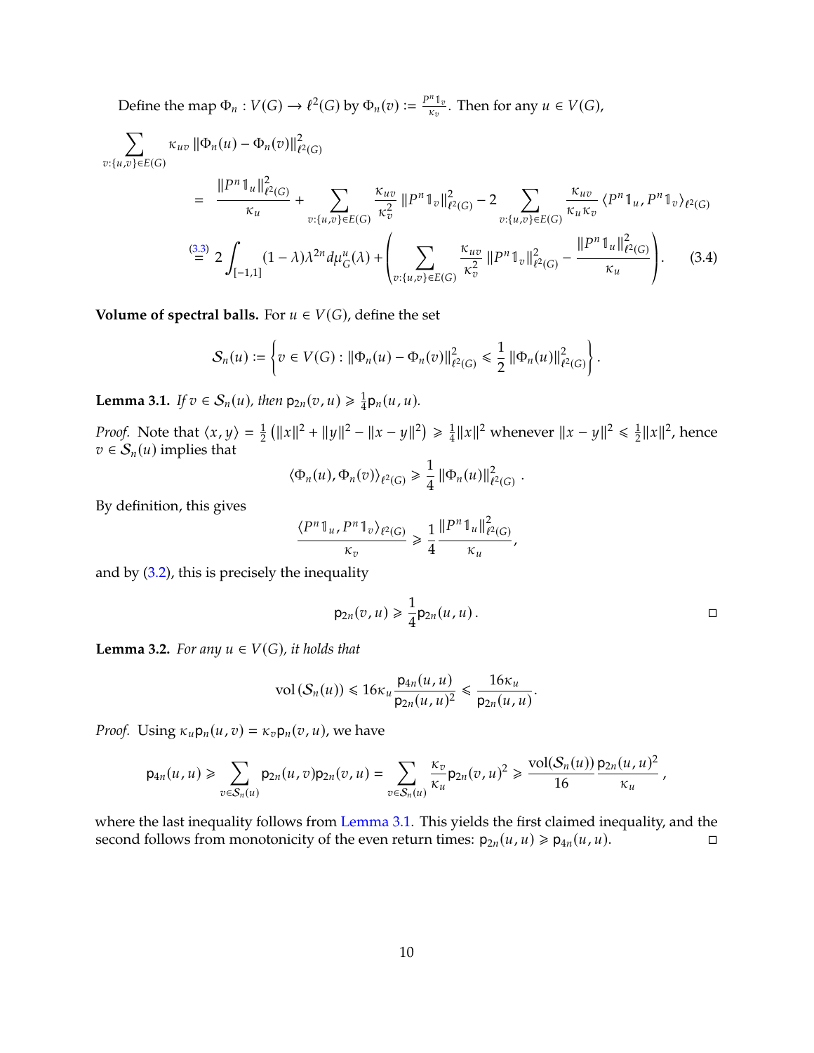Define the map $\Phi_n : V(G) \to \ell^2(G)$ by $\Phi_n(v) := \frac{P^n \mathbb{1}_v}{\kappa_v}$. Then for any $u \in V(G)$,

$$
\begin{aligned}
\sum_{v:\{u,v\}\in E(G)} & \kappa_{uv} \left\|\Phi_n(u) - \Phi_n(v)\right\|^2_{\ell^2(G)} \\
&= \frac{\|P^n \mathbb{1}_u\|^2_{\ell^2(G)}}{\kappa_u} + \sum_{v:\{u,v\}\in E(G)} \frac{\kappa_{uv}}{\kappa_v^2} \left\|P^n \mathbb{1}_v\right\|^2_{\ell^2(G)} - 2 \sum_{v:\{u,v\}\in E(G)} \frac{\kappa_{uv}}{\kappa_u \kappa_v} \langle P^n \mathbb{1}_u, P^n \mathbb{1}_v\rangle_{\ell^2(G)} \\
&\overset{(3.3)}{=} 2\int_{[-1,1]} (1-\lambda)\lambda^{2n} d\mu_G^u(\lambda) + \left( \sum_{v:\{u,v\}\in E(G)} \frac{\kappa_{uv}}{\kappa_v^2} \left\|P^n \mathbb{1}_v\right\|^2_{\ell^2(G)} - \frac{\|P^n \mathbb{1}_u\|^2_{\ell^2(G)}}{\kappa_u} \right). \qquad (3.4)
\end{aligned}
$$

**Volume of spectral balls.** For $u \in V(G)$, define the set

$$
\mathcal{S}_n(u) := \left\{ v \in V(G) : \|\Phi_n(u) - \Phi_n(v)\|^2_{\ell^2(G)} \leqslant \frac{1}{2} \|\Phi_n(u)\|^2_{\ell^2(G)} \right\}.
$$

**Lemma 3.1.** *If $v \in \mathcal{S}_n(u)$, then $\mathsf{p}_{2n}(v,u) \geqslant \frac{1}{4}\mathsf{p}_n(u,u)$.*

*Proof.* Note that $\langle x, y\rangle = \frac{1}{2}\left(\|x\|^2 + \|y\|^2 - \|x-y\|^2\right) \geqslant \frac{1}{4}\|x\|^2$ whenever $\|x-y\|^2 \leqslant \frac{1}{2}\|x\|^2$, hence $v \in \mathcal{S}_n(u)$ implies that

$$
\langle \Phi_n(u), \Phi_n(v)\rangle_{\ell^2(G)} \geqslant \frac{1}{4} \|\Phi_n(u)\|^2_{\ell^2(G)} .
$$

By definition, this gives

$$
\frac{\langle P^n \mathbb{1}_u, P^n \mathbb{1}_v\rangle_{\ell^2(G)}}{\kappa_v} \geqslant \frac{1}{4} \frac{\|P^n \mathbb{1}_u\|^2_{\ell^2(G)}}{\kappa_u},
$$

and by (3.2), this is precisely the inequality

$$
\mathsf{p}_{2n}(v,u) \geqslant \frac{1}{4}\mathsf{p}_{2n}(u,u) .
$$

$\square$

**Lemma 3.2.** *For any $u \in V(G)$, it holds that*

$$
\mathrm{vol}\left(\mathcal{S}_n(u)\right) \leqslant 16\kappa_u \frac{\mathsf{p}_{4n}(u,u)}{\mathsf{p}_{2n}(u,u)^2} \leqslant \frac{16\kappa_u}{\mathsf{p}_{2n}(u,u)}.
$$

*Proof.* Using $\kappa_u \mathsf{p}_n(u,v) = \kappa_v \mathsf{p}_n(v,u)$, we have

$$
\mathsf{p}_{4n}(u,u) \geqslant \sum_{v\in\mathcal{S}_n(u)} \mathsf{p}_{2n}(u,v)\mathsf{p}_{2n}(v,u) = \sum_{v\in\mathcal{S}_n(u)} \frac{\kappa_v}{\kappa_u}\mathsf{p}_{2n}(v,u)^2 \geqslant \frac{\mathrm{vol}(\mathcal{S}_n(u))}{16} \frac{\mathsf{p}_{2n}(u,u)^2}{\kappa_u},
$$

where the last inequality follows from Lemma 3.1. This yields the first claimed inequality, and the second follows from monotonicity of the even return times: $\mathsf{p}_{2n}(u,u) \geqslant \mathsf{p}_{4n}(u,u)$. $\square$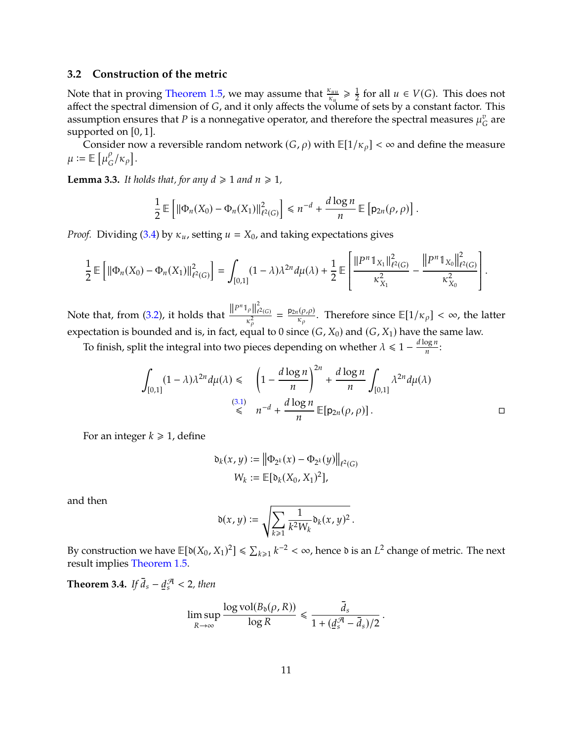### 3.2 Construction of the metric

Note that in proving Theorem 1.5, we may assume that $\frac{\kappa_{uu}}{\kappa_u} \geqslant \frac{1}{2}$ for all $u \in V(G)$. This does not affect the spectral dimension of $G$, and it only affects the volume of sets by a constant factor. This assumption ensures that $P$ is a nonnegative operator, and therefore the spectral measures $\mu_G^v$ are supported on $[0,1]$.

Consider now a reversible random network $(G, \rho)$ with $\mathbb{E}[1/\kappa_\rho] < \infty$ and define the measure $\mu := \mathbb{E}\left[\mu_G^\rho / \kappa_\rho\right]$.

**Lemma 3.3.** *It holds that, for any $d \geqslant 1$ and $n \geqslant 1$,*

$$\frac{1}{2}\,\mathbb{E}\left[\|\Phi_n(X_0) - \Phi_n(X_1)\|^2_{\ell^2(G)}\right] \leqslant n^{-d} + \frac{d \log n}{n}\,\mathbb{E}\left[\mathsf{p}_{2n}(\rho,\rho)\right].$$

*Proof.* Dividing (3.4) by $\kappa_u$, setting $u = X_0$, and taking expectations gives

$$\frac{1}{2}\,\mathbb{E}\left[\|\Phi_n(X_0) - \Phi_n(X_1)\|^2_{\ell^2(G)}\right] = \int_{[0,1]} (1-\lambda)\lambda^{2n}\,d\mu(\lambda) + \frac{1}{2}\,\mathbb{E}\left[\frac{\|P^n \mathbb{1}_{X_1}\|^2_{\ell^2(G)}}{\kappa_{X_1}^2} - \frac{\|P^n \mathbb{1}_{X_0}\|^2_{\ell^2(G)}}{\kappa_{X_0}^2}\right].$$

Note that, from (3.2), it holds that $\frac{\|P^n \mathbb{1}_\rho\|^2_{\ell^2(G)}}{\kappa_\rho^2} = \frac{\mathsf{p}_{2n}(\rho,\rho)}{\kappa_\rho}$. Therefore since $\mathbb{E}[1/\kappa_\rho] < \infty$, the latter expectation is bounded and is, in fact, equal to 0 since $(G, X_0)$ and $(G, X_1)$ have the same law.

To finish, split the integral into two pieces depending on whether $\lambda \leqslant 1 - \frac{d \log n}{n}$:

$$\begin{aligned}
\int_{[0,1]} (1-\lambda)\lambda^{2n}\,d\mu(\lambda) &\leqslant \left(1 - \frac{d \log n}{n}\right)^{2n} + \frac{d \log n}{n} \int_{[0,1]} \lambda^{2n}\,d\mu(\lambda) \\
&\overset{(3.1)}{\leqslant} n^{-d} + \frac{d \log n}{n}\,\mathbb{E}[\mathsf{p}_{2n}(\rho,\rho)].
\end{aligned}$$

□

For an integer $k \geqslant 1$, define

$$\begin{aligned}
\mathfrak{d}_k(x,y) &:= \left\|\Phi_{2^k}(x) - \Phi_{2^k}(y)\right\|_{\ell^2(G)} \\
W_k &:= \mathbb{E}[\mathfrak{d}_k(X_0, X_1)^2],
\end{aligned}$$

and then

$$\mathfrak{d}(x,y) := \sqrt{\sum_{k \geqslant 1} \frac{1}{k^2 W_k} \mathfrak{d}_k(x,y)^2}\,.$$

By construction we have $\mathbb{E}[\mathfrak{d}(X_0, X_1)^2] \leqslant \sum_{k \geqslant 1} k^{-2} < \infty$, hence $\mathfrak{d}$ is an $L^2$ change of metric. The next result implies Theorem 1.5.

**Theorem 3.4.** *If $\bar{d}_s - \underline{d}_s^{\mathcal{A}} < 2$, then*

$$\limsup_{R \to \infty} \frac{\log \mathrm{vol}(B_{\mathfrak{d}}(\rho, R))}{\log R} \leqslant \frac{\bar{d}_s}{1 + (\underline{d}_s^{\mathcal{A}} - \bar{d}_s)/2}\,.$$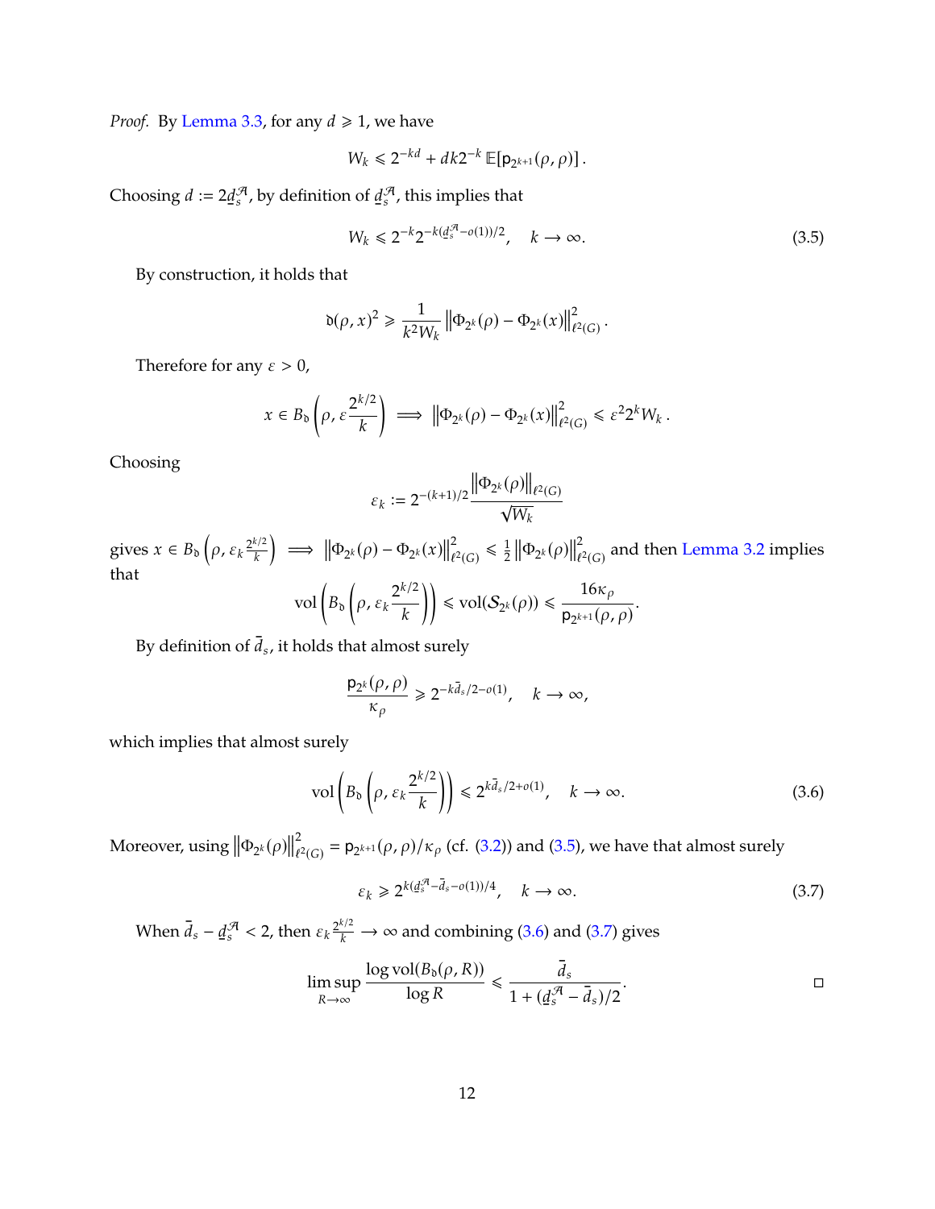*Proof.* By Lemma 3.3, for any $d \geqslant 1$, we have

$$W_k \leqslant 2^{-kd} + dk2^{-k}\,\mathbb{E}[\mathsf{p}_{2^{k+1}}(\rho,\rho)]\,.$$

Choosing $d := 2\underline{d}_s^{\mathcal{A}}$, by definition of $\underline{d}_s^{\mathcal{A}}$, this implies that

$$W_k \leqslant 2^{-k}2^{-k(\underline{d}_s^{\mathcal{A}}-o(1))/2}, \quad k \to \infty. \tag{3.5}$$

By construction, it holds that

$$\mathfrak{d}(\rho,x)^2 \geqslant \frac{1}{k^2 W_k}\left\|\Phi_{2^k}(\rho)-\Phi_{2^k}(x)\right\|_{\ell^2(G)}^2.$$

Therefore for any $\varepsilon > 0$,

$$x \in B_{\mathfrak{d}}\left(\rho, \varepsilon\frac{2^{k/2}}{k}\right) \implies \left\|\Phi_{2^k}(\rho)-\Phi_{2^k}(x)\right\|_{\ell^2(G)}^2 \leqslant \varepsilon^2 2^k W_k\,.$$

Choosing

$$\varepsilon_k := 2^{-(k+1)/2}\frac{\left\|\Phi_{2^k}(\rho)\right\|_{\ell^2(G)}}{\sqrt{W_k}}$$

gives $x \in B_{\mathfrak{d}}\left(\rho, \varepsilon_k\frac{2^{k/2}}{k}\right) \implies \left\|\Phi_{2^k}(\rho)-\Phi_{2^k}(x)\right\|_{\ell^2(G)}^2 \leqslant \frac{1}{2}\left\|\Phi_{2^k}(\rho)\right\|_{\ell^2(G)}^2$ and then Lemma 3.2 implies that

$$\mathrm{vol}\left(B_{\mathfrak{d}}\left(\rho, \varepsilon_k\frac{2^{k/2}}{k}\right)\right) \leqslant \mathrm{vol}(\mathcal{S}_{2^k}(\rho)) \leqslant \frac{16\kappa_\rho}{\mathsf{p}_{2^{k+1}}(\rho,\rho)}.$$

By definition of $\bar{d}_s$, it holds that almost surely

$$\frac{\mathsf{p}_{2^k}(\rho,\rho)}{\kappa_\rho} \geqslant 2^{-k\bar{d}_s/2-o(1)}, \quad k \to \infty,$$

which implies that almost surely

$$\mathrm{vol}\left(B_{\mathfrak{d}}\left(\rho, \varepsilon_k\frac{2^{k/2}}{k}\right)\right) \leqslant 2^{k\bar{d}_s/2+o(1)}, \quad k \to \infty. \tag{3.6}$$

Moreover, using $\left\|\Phi_{2^k}(\rho)\right\|_{\ell^2(G)}^2 = \mathsf{p}_{2^{k+1}}(\rho,\rho)/\kappa_\rho$ (cf. (3.2)) and (3.5), we have that almost surely

$$\varepsilon_k \geqslant 2^{k(\underline{d}_s^{\mathcal{A}}-\bar{d}_s-o(1))/4}, \quad k \to \infty. \tag{3.7}$$

When $\bar{d}_s - \underline{d}_s^{\mathcal{A}} < 2$, then $\varepsilon_k\frac{2^{k/2}}{k} \to \infty$ and combining (3.6) and (3.7) gives

$$\limsup_{R\to\infty}\frac{\log \mathrm{vol}(B_{\mathfrak{d}}(\rho,R))}{\log R} \leqslant \frac{\bar{d}_s}{1+(\underline{d}_s^{\mathcal{A}}-\bar{d}_s)/2}.$$

$\square$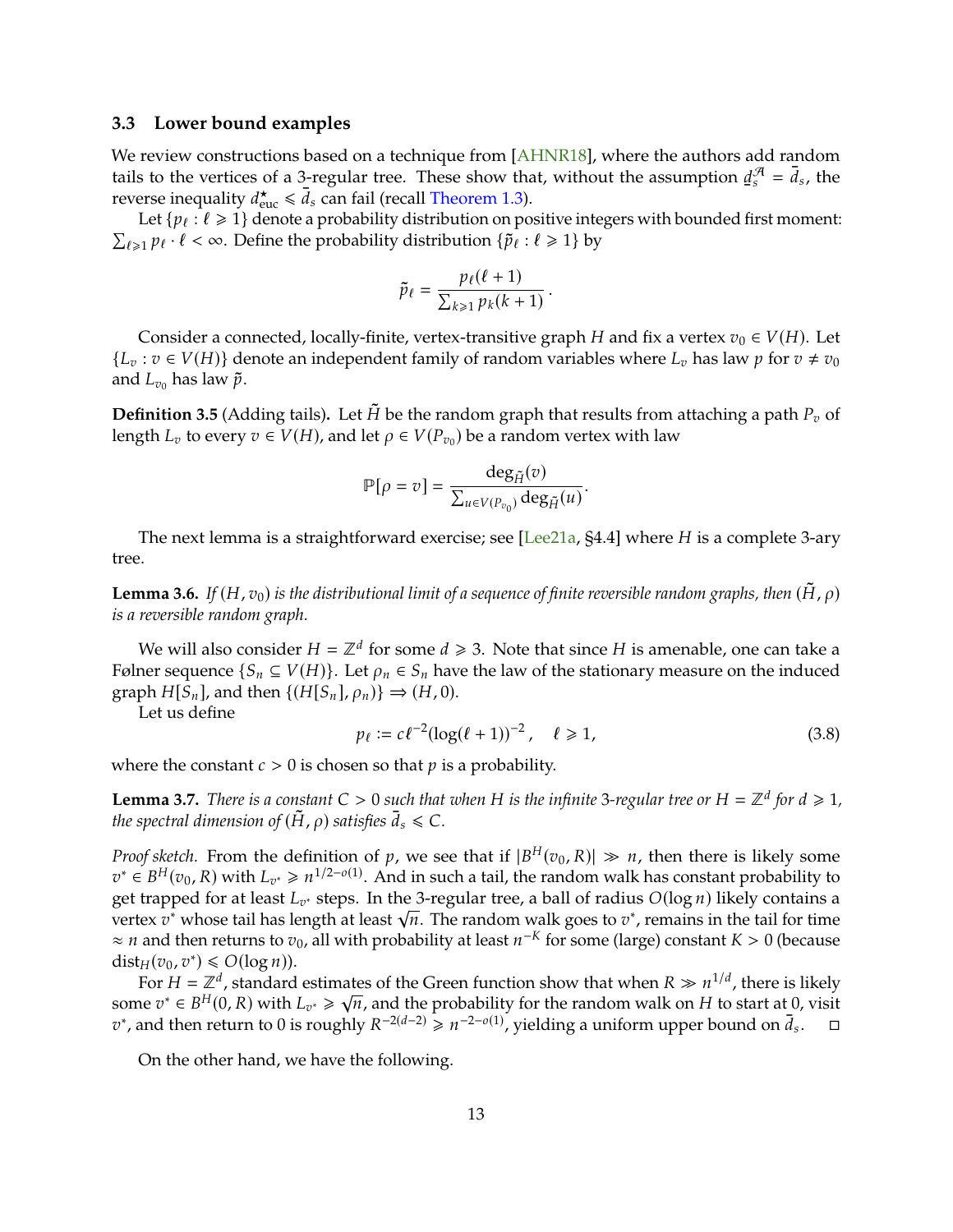### 3.3 Lower bound examples

We review constructions based on a technique from [AHNR18], where the authors add random tails to the vertices of a 3-regular tree. These show that, without the assumption $\underline{d}_s^{\mathcal{A}} = \bar{d}_s$, the reverse inequality $d_{\mathrm{euc}}^{\star} \leqslant \bar{d}_s$ can fail (recall Theorem 1.3).

Let $\{p_\ell : \ell \geqslant 1\}$ denote a probability distribution on positive integers with bounded first moment: $\sum_{\ell \geqslant 1} p_\ell \cdot \ell < \infty$. Define the probability distribution $\{\tilde{p}_\ell : \ell \geqslant 1\}$ by

$$\tilde{p}_\ell = \frac{p_\ell(\ell+1)}{\sum_{k \geqslant 1} p_k(k+1)}.$$

Consider a connected, locally-finite, vertex-transitive graph $H$ and fix a vertex $v_0 \in V(H)$. Let $\{L_v : v \in V(H)\}$ denote an independent family of random variables where $L_v$ has law $p$ for $v \neq v_0$ and $L_{v_0}$ has law $\tilde{p}$.

**Definition 3.5** (Adding tails)**.** Let $\tilde{H}$ be the random graph that results from attaching a path $P_v$ of length $L_v$ to every $v \in V(H)$, and let $\rho \in V(P_{v_0})$ be a random vertex with law

$$\mathbb{P}[\rho = v] = \frac{\deg_{\tilde{H}}(v)}{\sum_{u \in V(P_{v_0})} \deg_{\tilde{H}}(u)}.$$

The next lemma is a straightforward exercise; see [Lee21a, §4.4] where $H$ is a complete 3-ary tree.

**Lemma 3.6.** *If $(H, v_0)$ is the distributional limit of a sequence of finite reversible random graphs, then $(\tilde{H}, \rho)$ is a reversible random graph.*

We will also consider $H = \mathbb{Z}^d$ for some $d \geqslant 3$. Note that since $H$ is amenable, one can take a Følner sequence $\{S_n \subseteq V(H)\}$. Let $\rho_n \in S_n$ have the law of the stationary measure on the induced graph $H[S_n]$, and then $\{(H[S_n], \rho_n)\} \Rightarrow (H, 0)$.

Let us define

$$p_\ell := c\ell^{-2}(\log(\ell+1))^{-2}, \quad \ell \geqslant 1, \tag{3.8}$$

where the constant $c > 0$ is chosen so that $p$ is a probability.

**Lemma 3.7.** *There is a constant $C > 0$ such that when $H$ is the infinite 3-regular tree or $H = \mathbb{Z}^d$ for $d \geqslant 1$, the spectral dimension of $(\tilde{H}, \rho)$ satisfies $\bar{d}_s \leqslant C$.*

*Proof sketch.* From the definition of $p$, we see that if $|B^H(v_0, R)| \gg n$, then there is likely some $v^* \in B^H(v_0, R)$ with $L_{v^*} \geqslant n^{1/2 - o(1)}$. And in such a tail, the random walk has constant probability to get trapped for at least $L_{v^*}$ steps. In the 3-regular tree, a ball of radius $O(\log n)$ likely contains a vertex $v^*$ whose tail has length at least $\sqrt{n}$. The random walk goes to $v^*$, remains in the tail for time $\approx n$ and then returns to $v_0$, all with probability at least $n^{-K}$ for some (large) constant $K > 0$ (because $\mathrm{dist}_H(v_0, v^*) \leqslant O(\log n)$).

For $H = \mathbb{Z}^d$, standard estimates of the Green function show that when $R \gg n^{1/d}$, there is likely some $v^* \in B^H(0, R)$ with $L_{v^*} \geqslant \sqrt{n}$, and the probability for the random walk on $H$ to start at 0, visit $v^*$, and then return to 0 is roughly $R^{-2(d-2)} \geqslant n^{-2-o(1)}$, yielding a uniform upper bound on $\bar{d}_s$. $\square$

On the other hand, we have the following.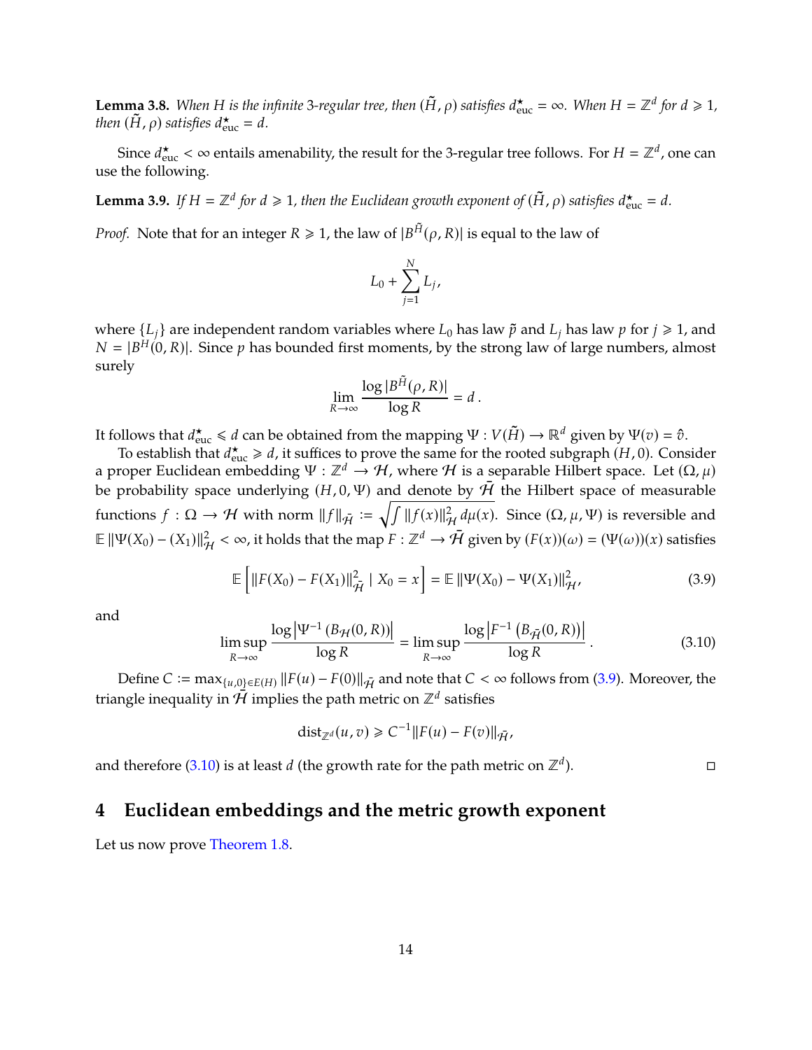**Lemma 3.8.** *When $H$ is the infinite 3-regular tree, then $(\tilde{H}, \rho)$ satisfies $d^{\star}_{\mathrm{euc}} = \infty$. When $H = \mathbb{Z}^d$ for $d \geqslant 1$, then $(\tilde{H}, \rho)$ satisfies $d^{\star}_{\mathrm{euc}} = d$.*

Since $d^{\star}_{\mathrm{euc}} < \infty$ entails amenability, the result for the 3-regular tree follows. For $H = \mathbb{Z}^d$, one can use the following.

**Lemma 3.9.** *If $H = \mathbb{Z}^d$ for $d \geqslant 1$, then the Euclidean growth exponent of $(\tilde{H}, \rho)$ satisfies $d^{\star}_{\mathrm{euc}} = d$.*

*Proof.* Note that for an integer $R \geqslant 1$, the law of $|B^{\tilde{H}}(\rho, R)|$ is equal to the law of

$$L_0 + \sum_{j=1}^{N} L_j,$$

where $\{L_j\}$ are independent random variables where $L_0$ has law $\tilde{p}$ and $L_j$ has law $p$ for $j \geqslant 1$, and $N = |B^H(0, R)|$. Since $p$ has bounded first moments, by the strong law of large numbers, almost surely

$$\lim_{R \to \infty} \frac{\log |B^{\tilde{H}}(\rho, R)|}{\log R} = d\,.$$

It follows that $d^{\star}_{\mathrm{euc}} \leqslant d$ can be obtained from the mapping $\Psi : V(\tilde{H}) \to \mathbb{R}^d$ given by $\Psi(v) = \hat{v}$.

To establish $d^{\star}_{\mathrm{euc}} \geqslant d$, it suffices to prove the same for the rooted subgraph $(H, 0)$. Consider a proper Euclidean embedding $\Psi : \mathbb{Z}^d \to \mathcal{H}$, where $\mathcal{H}$ is a separable Hilbert space. Let $(\Omega, \mu)$ be probability space underlying $(H, 0, \Psi)$ and denote by $\tilde{\mathcal{H}}$ the Hilbert space of measurable functions $f : \Omega \to \mathcal{H}$ with norm $\|f\|_{\tilde{\mathcal{H}}} := \sqrt{\int \|f(x)\|^2_{\mathcal{H}} \, d\mu(x)}$. Since $(\Omega, \mu, \Psi)$ is reversible and $\mathbb{E}\, \|\Psi(X_0) - (X_1)\|^2_{\mathcal{H}} < \infty$, it holds that the map $F : \mathbb{Z}^d \to \tilde{\mathcal{H}}$ given by $(F(x))(\omega) = (\Psi(\omega))(x)$ satisfies

$$\mathbb{E}\left[\|F(X_0) - F(X_1)\|^2_{\tilde{\mathcal{H}}} \mid X_0 = x\right] = \mathbb{E}\, \|\Psi(X_0) - \Psi(X_1)\|^2_{\mathcal{H}}, \tag{3.9}$$

and

$$\limsup_{R \to \infty} \frac{\log \left|\Psi^{-1}\left(B_{\mathcal{H}}(0, R)\right)\right|}{\log R} = \limsup_{R \to \infty} \frac{\log \left|F^{-1}\left(B_{\tilde{\mathcal{H}}}(0, R)\right)\right|}{\log R}\,. \tag{3.10}$$

Define $C := \max_{\{u, 0\} \in E(H)} \|F(u) - F(0)\|_{\tilde{\mathcal{H}}}$ and note that $C < \infty$ follows from (3.9). Moreover, the triangle inequality in $\tilde{\mathcal{H}}$ implies the path metric on $\mathbb{Z}^d$ satisfies

$$\mathrm{dist}_{\mathbb{Z}^d}(u, v) \geqslant C^{-1} \|F(u) - F(v)\|_{\tilde{\mathcal{H}}},$$

and therefore (3.10) is at least $d$ (the growth rate for the path metric on $\mathbb{Z}^d$). $\square$

# 4 Euclidean embeddings and the metric growth exponent

Let us now prove Theorem 1.8.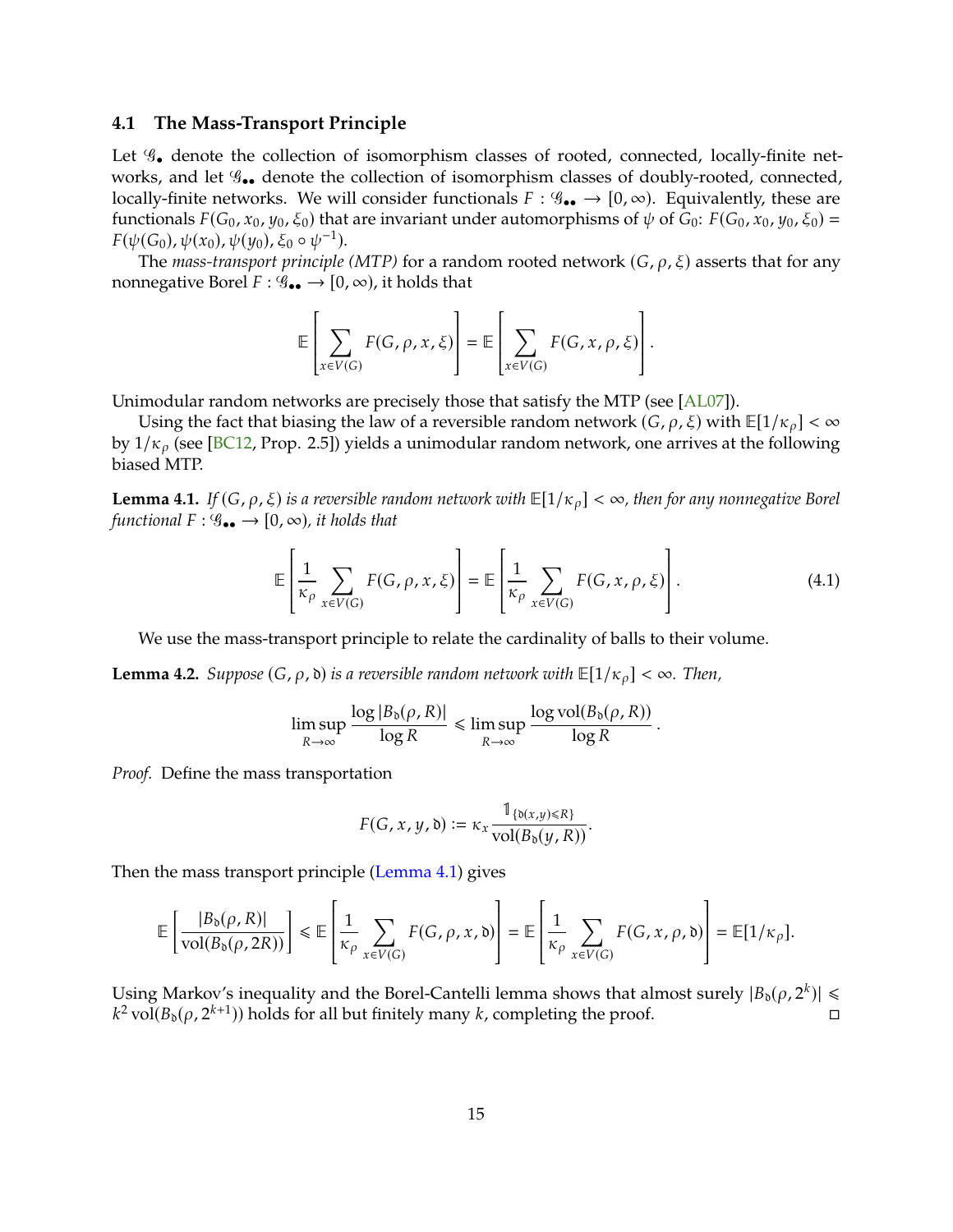### 4.1 The Mass-Transport Principle

Let $\mathscr{G}_\bullet$ denote the collection of isomorphism classes of rooted, connected, locally-finite networks, and let $\mathscr{G}_{\bullet\bullet}$ denote the collection of isomorphism classes of doubly-rooted, connected, locally-finite networks. We will consider functionals $F : \mathscr{G}_{\bullet\bullet} \to [0, \infty)$. Equivalently, these are functionals $F(G_0, x_0, y_0, \xi_0)$ that are invariant under automorphisms of $\psi$ of $G_0$: $F(G_0, x_0, y_0, \xi_0) = F(\psi(G_0), \psi(x_0), \psi(y_0), \xi_0 \circ \psi^{-1})$.

The *mass-transport principle (MTP)* for a random rooted network $(G, \rho, \xi)$ asserts that for any nonnegative Borel $F : \mathscr{G}_{\bullet\bullet} \to [0, \infty)$, it holds that

$$\mathbb{E}\left[\sum_{x \in V(G)} F(G, \rho, x, \xi)\right] = \mathbb{E}\left[\sum_{x \in V(G)} F(G, x, \rho, \xi)\right].$$

Unimodular random networks are precisely those that satisfy the MTP (see [AL07]).

Using the fact that biasing the law of a reversible random network $(G, \rho, \xi)$ with $\mathbb{E}[1/\kappa_\rho] < \infty$ by $1/\kappa_\rho$ (see [BC12, Prop. 2.5]) yields a unimodular random network, one arrives at the following biased MTP.

**Lemma 4.1.** *If $(G, \rho, \xi)$ is a reversible random network with $\mathbb{E}[1/\kappa_\rho] < \infty$, then for any nonnegative Borel functional $F : \mathscr{G}_{\bullet\bullet} \to [0, \infty)$, it holds that*

$$\mathbb{E}\left[\frac{1}{\kappa_\rho} \sum_{x \in V(G)} F(G, \rho, x, \xi)\right] = \mathbb{E}\left[\frac{1}{\kappa_\rho} \sum_{x \in V(G)} F(G, x, \rho, \xi)\right]. \tag{4.1}$$

We use the mass-transport principle to relate the cardinality of balls to their volume.

**Lemma 4.2.** *Suppose $(G, \rho, \mathfrak{d})$ is a reversible random network with $\mathbb{E}[1/\kappa_\rho] < \infty$. Then,*

$$\limsup_{R \to \infty} \frac{\log |B_\mathfrak{d}(\rho, R)|}{\log R} \leqslant \limsup_{R \to \infty} \frac{\log \mathrm{vol}(B_\mathfrak{d}(\rho, R))}{\log R}.$$

*Proof.* Define the mass transportation

$$F(G, x, y, \mathfrak{d}) := \kappa_x \frac{\mathbb{1}_{\{\mathfrak{d}(x,y) \leqslant R\}}}{\mathrm{vol}(B_\mathfrak{d}(y, R))}.$$

Then the mass transport principle (Lemma 4.1) gives

$$\mathbb{E}\left[\frac{|B_\mathfrak{d}(\rho, R)|}{\mathrm{vol}(B_\mathfrak{d}(\rho, 2R))}\right] \leqslant \mathbb{E}\left[\frac{1}{\kappa_\rho} \sum_{x \in V(G)} F(G, \rho, x, \mathfrak{d})\right] = \mathbb{E}\left[\frac{1}{\kappa_\rho} \sum_{x \in V(G)} F(G, x, \rho, \mathfrak{d})\right] = \mathbb{E}[1/\kappa_\rho].$$

Using Markov's inequality and the Borel-Cantelli lemma shows that almost surely $|B_\mathfrak{d}(\rho, 2^k)| \leqslant k^2 \mathrm{vol}(B_\mathfrak{d}(\rho, 2^{k+1}))$ holds for all but finitely many $k$, completing the proof. $\square$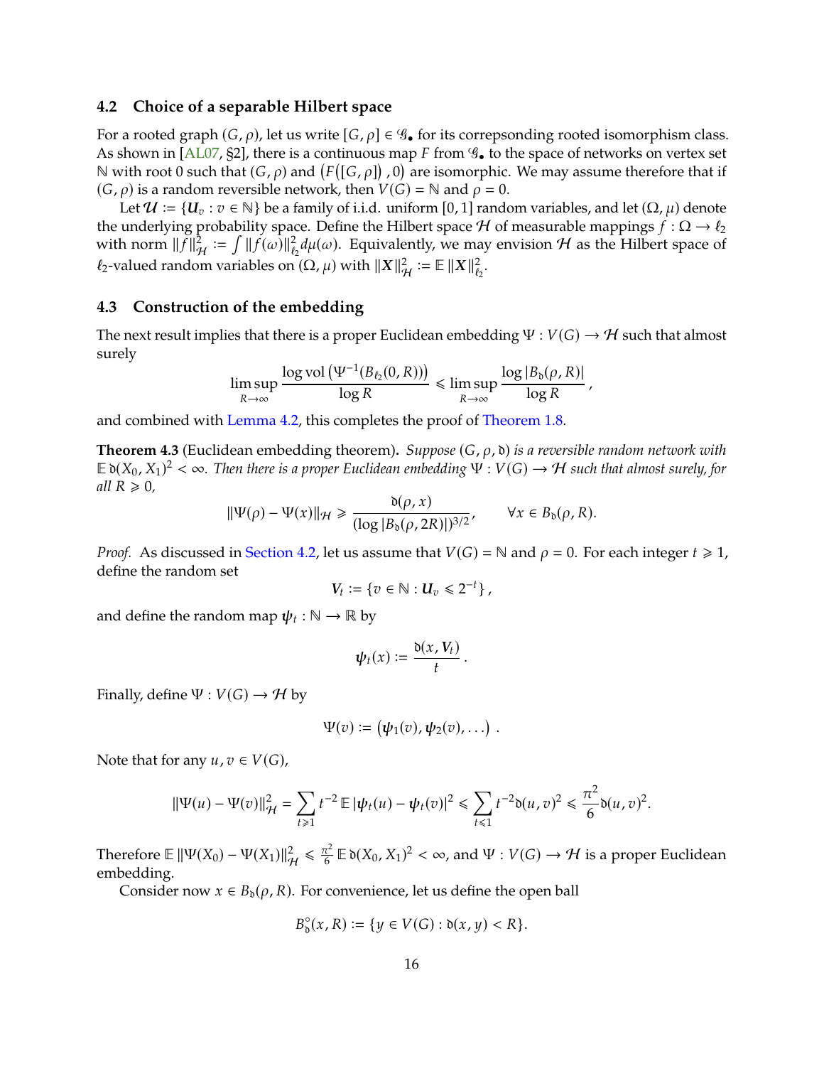### 4.2 Choice of a separable Hilbert space

For a rooted graph $(G, \rho)$, let us write $[G, \rho] \in \mathscr{G}_\bullet$ for its correpsonding rooted isomorphism class. As shown in [AL07, §2], there is a continuous map $F$ from $\mathscr{G}_\bullet$ to the space of networks on vertex set $\mathbb{N}$ with root 0 such that $(G, \rho)$ and $\left(F\left([G,\rho]\right), 0\right)$ are isomorphic. We may assume therefore that if $(G, \rho)$ is a random reversible network, then $V(G) = \mathbb{N}$ and $\rho = 0$.

Let $\boldsymbol{\mathcal{U}} := \{\boldsymbol{U}_v : v \in \mathbb{N}\}$ be a family of i.i.d. uniform $[0, 1]$ random variables, and let $(\Omega, \mu)$ denote the underlying probability space. Define the Hilbert space $\mathcal{H}$ of measurable mappings $f : \Omega \to \ell_2$ with norm $\|f\|_{\mathcal{H}}^2 := \int \|f(\omega)\|_{\ell_2}^2 d\mu(\omega)$. Equivalently, we may envision $\mathcal{H}$ as the Hilbert space of $\ell_2$-valued random variables on $(\Omega, \mu)$ with $\|\boldsymbol{X}\|_{\mathcal{H}}^2 := \mathbb{E}\,\|\boldsymbol{X}\|_{\ell_2}^2$.

### 4.3 Construction of the embedding

The next result implies that there is a proper Euclidean embedding $\Psi : V(G) \to \mathcal{H}$ such that almost surely

$$\limsup_{R\to\infty} \frac{\log \mathrm{vol}\left(\Psi^{-1}(B_{\ell_2}(0,R))\right)}{\log R} \leqslant \limsup_{R\to\infty} \frac{\log |B_{\mathfrak{d}}(\rho, R)|}{\log R},$$

and combined with Lemma 4.2, this completes the proof of Theorem 1.8.

**Theorem 4.3** (Euclidean embedding theorem)**.** *Suppose $(G, \rho, \mathfrak{d})$ is a reversible random network with $\mathbb{E}\,\mathfrak{d}(X_0, X_1)^2 < \infty$. Then there is a proper Euclidean embedding $\Psi : V(G) \to \mathcal{H}$ such that almost surely, for all $R \geqslant 0$,*

$$\|\Psi(\rho) - \Psi(x)\|_{\mathcal{H}} \geqslant \frac{\mathfrak{d}(\rho, x)}{(\log |B_{\mathfrak{d}}(\rho, 2R)|)^{3/2}}, \qquad \forall x \in B_{\mathfrak{d}}(\rho, R).$$

*Proof.* As discussed in Section 4.2, let us assume that $V(G) = \mathbb{N}$ and $\rho = 0$. For each integer $t \geqslant 1$, define the random set

$$\boldsymbol{V}_t := \{v \in \mathbb{N} : \boldsymbol{U}_v \leqslant 2^{-t}\},$$

and define the random map $\boldsymbol{\psi}_t : \mathbb{N} \to \mathbb{R}$ by

$$\boldsymbol{\psi}_t(x) := \frac{\mathfrak{d}(x, \boldsymbol{V}_t)}{t}.$$

Finally, define $\Psi : V(G) \to \mathcal{H}$ by

$$\Psi(v) := \left(\boldsymbol{\psi}_1(v), \boldsymbol{\psi}_2(v), \ldots\right).$$

Note that for any $u, v \in V(G)$,

$$\|\Psi(u) - \Psi(v)\|_{\mathcal{H}}^2 = \sum_{t\geqslant 1} t^{-2}\,\mathbb{E}\,|\boldsymbol{\psi}_t(u) - \boldsymbol{\psi}_t(v)|^2 \leqslant \sum_{t\leqslant 1} t^{-2}\mathfrak{d}(u,v)^2 \leqslant \frac{\pi^2}{6}\mathfrak{d}(u,v)^2.$$

Therefore $\mathbb{E}\,\|\Psi(X_0) - \Psi(X_1)\|_{\mathcal{H}}^2 \leqslant \frac{\pi^2}{6}\,\mathbb{E}\,\mathfrak{d}(X_0, X_1)^2 < \infty$, and $\Psi : V(G) \to \mathcal{H}$ is a proper Euclidean embedding.

Consider now $x \in B_{\mathfrak{d}}(\rho, R)$. For convenience, let us define the open ball

$$B_{\mathfrak{d}}^{\circ}(x, R) := \{y \in V(G) : \mathfrak{d}(x, y) < R\}.$$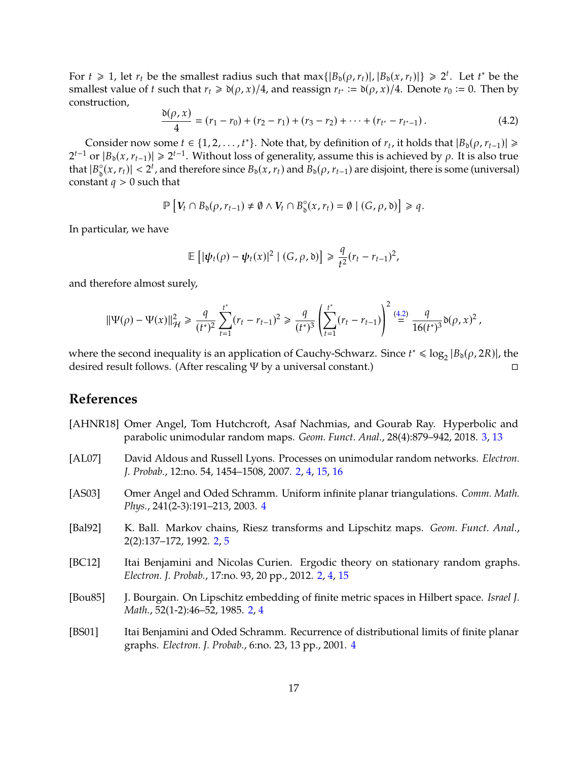For $t \geqslant 1$, let $r_t$ be the smallest radius such that $\max\{|B_{\mathfrak{d}}(\rho, r_t)|, |B_{\mathfrak{d}}(x, r_t)|\} \geqslant 2^t$. Let $t^*$ be the smallest value of $t$ such that $r_t \geqslant \mathfrak{d}(\rho, x)/4$, and reassign $r_{t^*} := \mathfrak{d}(\rho, x)/4$. Denote $r_0 := 0$. Then by construction,

$$\frac{\mathfrak{d}(\rho, x)}{4} = (r_1 - r_0) + (r_2 - r_1) + (r_3 - r_2) + \cdots + (r_{t^*} - r_{t^*-1}) \,. \tag{4.2}$$

Consider now some $t \in \{1, 2, \ldots, t^*\}$. Note that, by definition of $r_t$, it holds that $|B_{\mathfrak{d}}(\rho, r_{t-1})| \geqslant 2^{t-1}$ or $|B_{\mathfrak{d}}(x, r_{t-1})| \geqslant 2^{t-1}$. Without loss of generality, assume this is achieved by $\rho$. It is also true that $|B^{\circ}_{\mathfrak{d}}(x, r_t)| < 2^t$, and therefore since $B_{\mathfrak{d}}(x, r_t)$ and $B_{\mathfrak{d}}(\rho, r_{t-1})$ are disjoint, there is some (universal) constant $q > 0$ such that

$$\mathbb{P}\left[\boldsymbol{V}_t \cap B_{\mathfrak{d}}(\rho, r_{t-1}) \neq \emptyset \wedge \boldsymbol{V}_t \cap B^{\circ}_{\mathfrak{d}}(x, r_t) = \emptyset \mid (G, \rho, \mathfrak{d})\right] \geqslant q.$$

In particular, we have

$$\mathbb{E}\left[|\boldsymbol{\psi}_t(\rho) - \boldsymbol{\psi}_t(x)|^2 \mid (G, \rho, \mathfrak{d})\right] \geqslant \frac{q}{t^2}(r_t - r_{t-1})^2,$$

and therefore almost surely,

$$\|\Psi(\rho) - \Psi(x)\|^2_{\mathcal{H}} \geqslant \frac{q}{(t^*)^2} \sum_{t=1}^{t^*} (r_t - r_{t-1})^2 \geqslant \frac{q}{(t^*)^3} \left(\sum_{t=1}^{t^*} (r_t - r_{t-1})\right)^2 \overset{(4.2)}{=} \frac{q}{16(t^*)^3} \mathfrak{d}(\rho, x)^2 \,,$$

where the second inequality is an application of Cauchy-Schwarz. Since $t^* \leqslant \log_2 |B_{\mathfrak{d}}(\rho, 2R)|$, the desired result follows. (After rescaling $\Psi$ by a universal constant.) □

## References

[AHNR18] Omer Angel, Tom Hutchcroft, Asaf Nachmias, and Gourab Ray. Hyperbolic and parabolic unimodular random maps. *Geom. Funct. Anal.*, 28(4):879–942, 2018. 3, 13

[AL07] David Aldous and Russell Lyons. Processes on unimodular random networks. *Electron. J. Probab.*, 12:no. 54, 1454–1508, 2007. 2, 4, 15, 16

[AS03] Omer Angel and Oded Schramm. Uniform infinite planar triangulations. *Comm. Math. Phys.*, 241(2-3):191–213, 2003. 4

[Bal92] K. Ball. Markov chains, Riesz transforms and Lipschitz maps. *Geom. Funct. Anal.*, 2(2):137–172, 1992. 2, 5

[BC12] Itai Benjamini and Nicolas Curien. Ergodic theory on stationary random graphs. *Electron. J. Probab.*, 17:no. 93, 20 pp., 2012. 2, 4, 15

[Bou85] J. Bourgain. On Lipschitz embedding of finite metric spaces in Hilbert space. *Israel J. Math.*, 52(1-2):46–52, 1985. 2, 4

[BS01] Itai Benjamini and Oded Schramm. Recurrence of distributional limits of finite planar graphs. *Electron. J. Probab.*, 6:no. 23, 13 pp., 2001. 4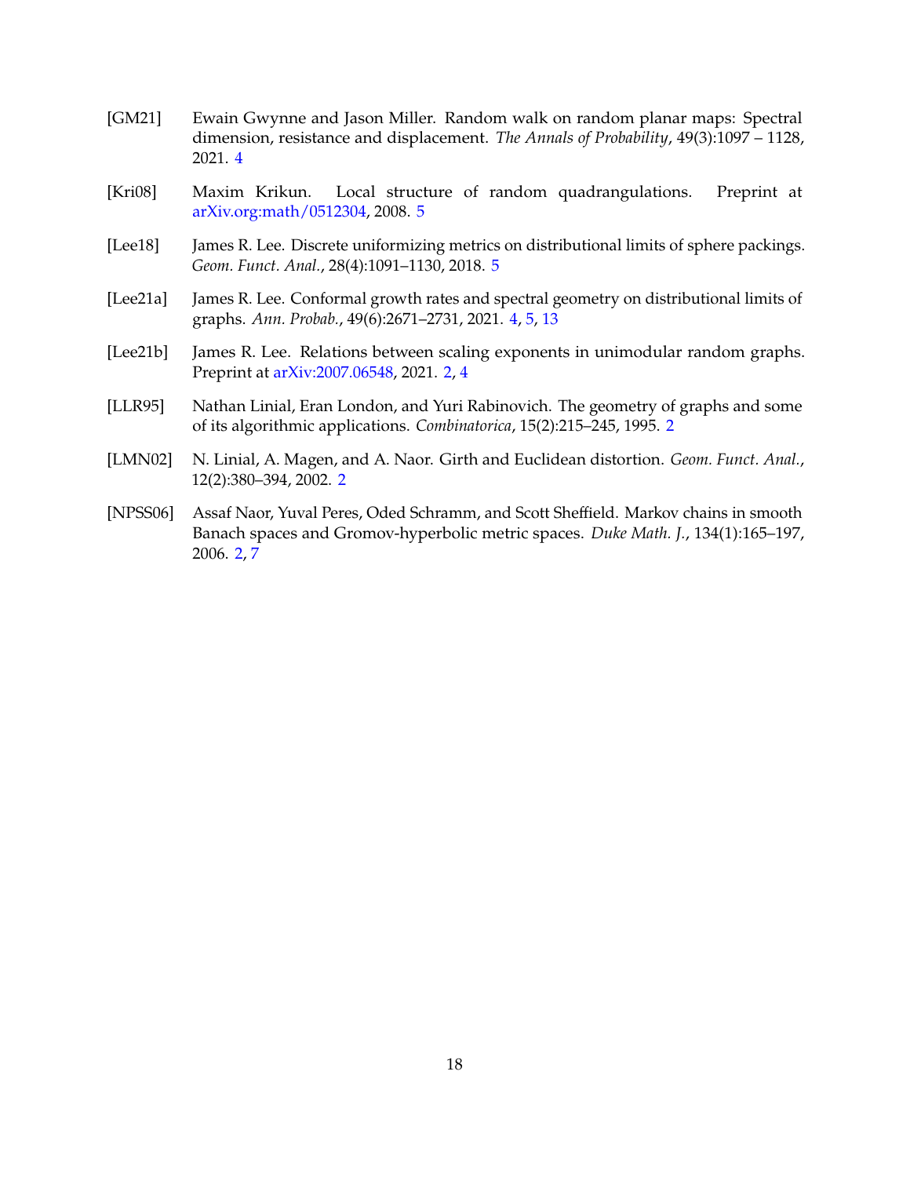[GM21] Ewain Gwynne and Jason Miller. Random walk on random planar maps: Spectral dimension, resistance and displacement. *The Annals of Probability*, 49(3):1097 – 1128, 2021. 4

[Kri08] Maxim Krikun. Local structure of random quadrangulations. Preprint at arXiv.org:math/0512304, 2008. 5

[Lee18] James R. Lee. Discrete uniformizing metrics on distributional limits of sphere packings. *Geom. Funct. Anal.*, 28(4):1091–1130, 2018. 5

[Lee21a] James R. Lee. Conformal growth rates and spectral geometry on distributional limits of graphs. *Ann. Probab.*, 49(6):2671–2731, 2021. 4, 5, 13

[Lee21b] James R. Lee. Relations between scaling exponents in unimodular random graphs. Preprint at arXiv:2007.06548, 2021. 2, 4

[LLR95] Nathan Linial, Eran London, and Yuri Rabinovich. The geometry of graphs and some of its algorithmic applications. *Combinatorica*, 15(2):215–245, 1995. 2

[LMN02] N. Linial, A. Magen, and A. Naor. Girth and Euclidean distortion. *Geom. Funct. Anal.*, 12(2):380–394, 2002. 2

[NPSS06] Assaf Naor, Yuval Peres, Oded Schramm, and Scott Sheffield. Markov chains in smooth Banach spaces and Gromov-hyperbolic metric spaces. *Duke Math. J.*, 134(1):165–197, 2006. 2, 7